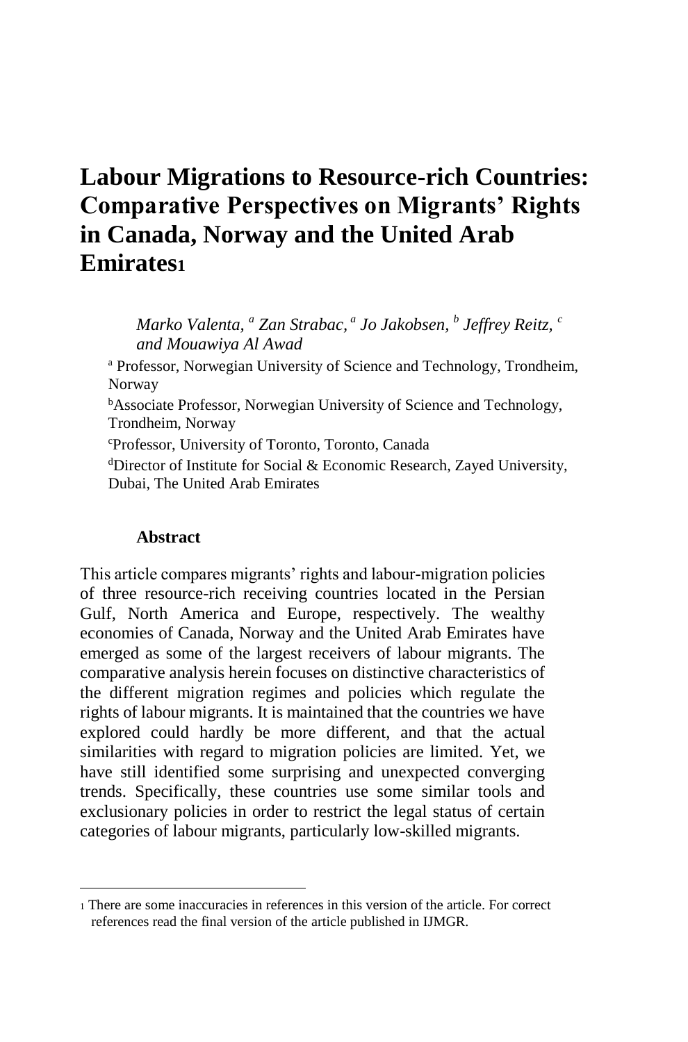# Labour Migrations to Resource-rich Countries: Comparative Perspectives on Migrants' Rights in Canada, Norway and the United Arab Emirates[1]

*Marko Valenta,* [a] *Zan Strabac,* [a] *Jo Jakobsen,* [b] *Jeffrey Reitz,* [c] *and Mouawiya Al Awad*

[a] Professor, Norwegian University of Science and Technology, Trondheim, Norway

[b] Associate Professor, Norwegian University of Science and Technology, Trondheim, Norway

[c] Professor, University of Toronto, Toronto, Canada

[d] Director of Institute for Social & Economic Research, Zayed University, Dubai, The United Arab Emirates

### Abstract

This article compares migrants' rights and labour-migration policies of three resource-rich receiving countries located in the Persian Gulf, North America and Europe, respectively. The wealthy economies of Canada, Norway and the United Arab Emirates have emerged as some of the largest receivers of labour migrants. The comparative analysis herein focuses on distinctive characteristics of the different migration regimes and policies which regulate the rights of labour migrants. It is maintained that the countries we have explored could hardly be more different, and that the actual similarities with regard to migration policies are limited. Yet, we have still identified some surprising and unexpected converging trends. Specifically, these countries use some similar tools and exclusionary policies in order to restrict the legal status of certain categories of labour migrants, particularly low-skilled migrants.

---

[1] There are some inaccuracies in references in this version of the article. For correct references read the final version of the article published in IJMGR.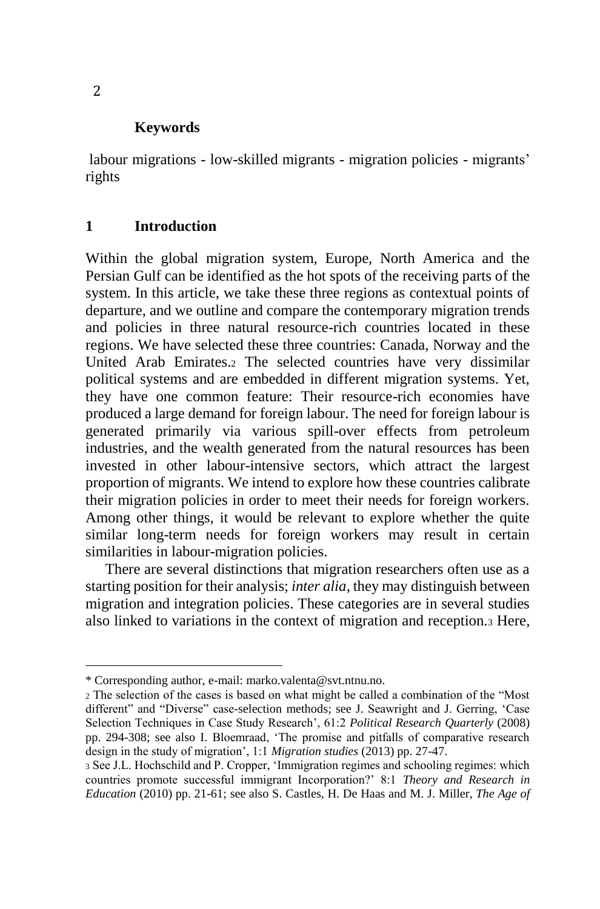**Keywords**

labour migrations - low-skilled migrants - migration policies - migrants' rights

## 1 Introduction

Within the global migration system, Europe, North America and the Persian Gulf can be identified as the hot spots of the receiving parts of the system. In this article, we take these three regions as contextual points of departure, and we outline and compare the contemporary migration trends and policies in three natural resource-rich countries located in these regions. We have selected these three countries: Canada, Norway and the United Arab Emirates.[2] The selected countries have very dissimilar political systems and are embedded in different migration systems. Yet, they have one common feature: Their resource-rich economies have produced a large demand for foreign labour. The need for foreign labour is generated primarily via various spill-over effects from petroleum industries, and the wealth generated from the natural resources has been invested in other labour-intensive sectors, which attract the largest proportion of migrants. We intend to explore how these countries calibrate their migration policies in order to meet their needs for foreign workers. Among other things, it would be relevant to explore whether the quite similar long-term needs for foreign workers may result in certain similarities in labour-migration policies.

There are several distinctions that migration researchers often use as a starting position for their analysis; *inter alia*, they may distinguish between migration and integration policies. These categories are in several studies also linked to variations in the context of migration and reception.[3] Here,

---

\* Corresponding author, e-mail: marko.valenta@svt.ntnu.no.

[2] The selection of the cases is based on what might be called a combination of the "Most different" and "Diverse" case-selection methods; see J. Seawright and J. Gerring, 'Case Selection Techniques in Case Study Research', 61:2 *Political Research Quarterly* (2008) pp. 294-308; see also I. Bloemraad, 'The promise and pitfalls of comparative research design in the study of migration', 1:1 *Migration studies* (2013) pp. 27-47.

[3] See J.L. Hochschild and P. Cropper, 'Immigration regimes and schooling regimes: which countries promote successful immigrant Incorporation?' 8:1 *Theory and Research in Education* (2010) pp. 21-61; see also S. Castles, H. De Haas and M. J. Miller, *The Age of*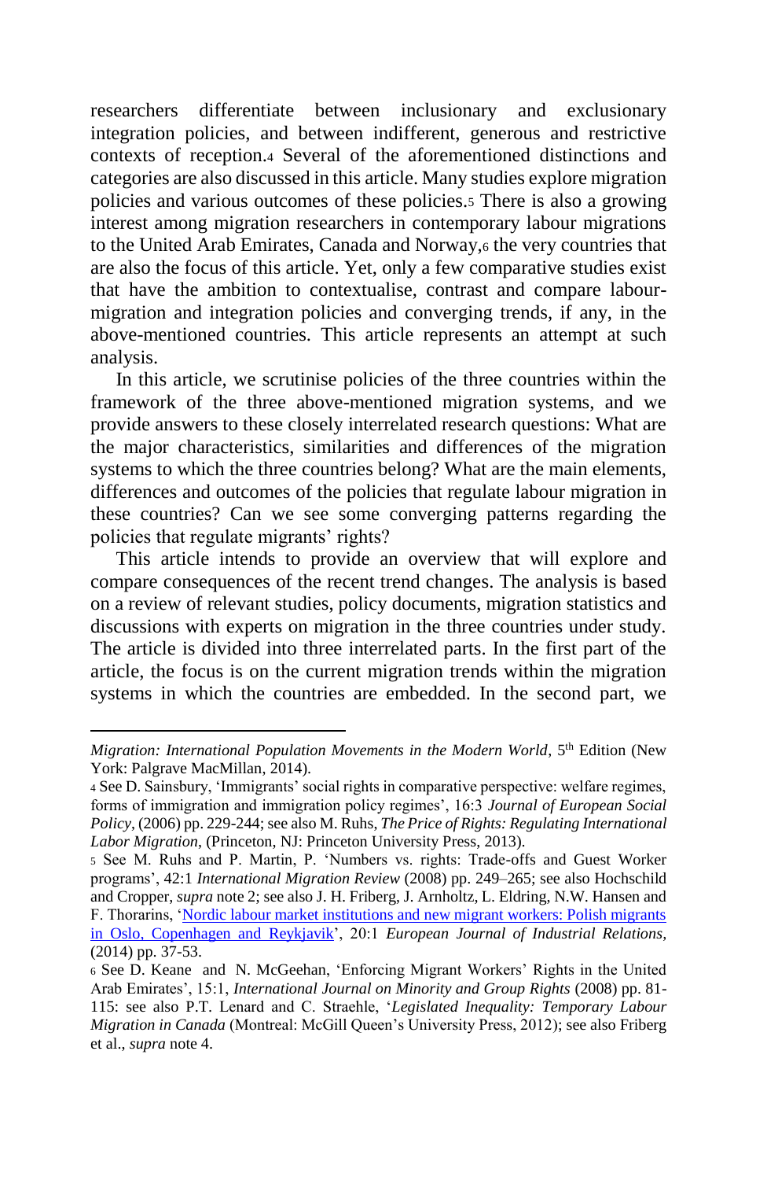researchers differentiate between inclusionary and exclusionary integration policies, and between indifferent, generous and restrictive contexts of reception.[4] Several of the aforementioned distinctions and categories are also discussed in this article. Many studies explore migration policies and various outcomes of these policies.[5] There is also a growing interest among migration researchers in contemporary labour migrations to the United Arab Emirates, Canada and Norway,[6] the very countries that are also the focus of this article. Yet, only a few comparative studies exist that have the ambition to contextualise, contrast and compare labour-migration and integration policies and converging trends, if any, in the above-mentioned countries. This article represents an attempt at such analysis.

In this article, we scrutinise policies of the three countries within the framework of the three above-mentioned migration systems, and we provide answers to these closely interrelated research questions: What are the major characteristics, similarities and differences of the migration systems to which the three countries belong? What are the main elements, differences and outcomes of the policies that regulate labour migration in these countries? Can we see some converging patterns regarding the policies that regulate migrants' rights?

This article intends to provide an overview that will explore and compare consequences of the recent trend changes. The analysis is based on a review of relevant studies, policy documents, migration statistics and discussions with experts on migration in the three countries under study. The article is divided into three interrelated parts. In the first part of the article, the focus is on the current migration trends within the migration systems in which the countries are embedded. In the second part, we

---

*Migration: International Population Movements in the Modern World*, 5th Edition (New York: Palgrave MacMillan, 2014).

[4] See D. Sainsbury, 'Immigrants' social rights in comparative perspective: welfare regimes, forms of immigration and immigration policy regimes', 16:3 *Journal of European Social Policy*, (2006) pp. 229-244; see also M. Ruhs, *The Price of Rights: Regulating International Labor Migration*, (Princeton, NJ: Princeton University Press, 2013).

[5] See M. Ruhs and P. Martin, P. 'Numbers vs. rights: Trade-offs and Guest Worker programs', 42:1 *International Migration Review* (2008) pp. 249–265; see also Hochschild and Cropper, *supra* note 2; see also J. H. Friberg, J. Arnholtz, L. Eldring, N.W. Hansen and F. Thorarins, 'Nordic labour market institutions and new migrant workers: Polish migrants in Oslo, Copenhagen and Reykjavik', 20:1 *European Journal of Industrial Relations*, (2014) pp. 37-53.

[6] See D. Keane and N. McGeehan, 'Enforcing Migrant Workers' Rights in the United Arab Emirates', 15:1, *International Journal on Minority and Group Rights* (2008) pp. 81-115: see also P.T. Lenard and C. Straehle, '*Legislated Inequality: Temporary Labour Migration in Canada* (Montreal: McGill Queen's University Press, 2012); see also Friberg et al., *supra* note 4.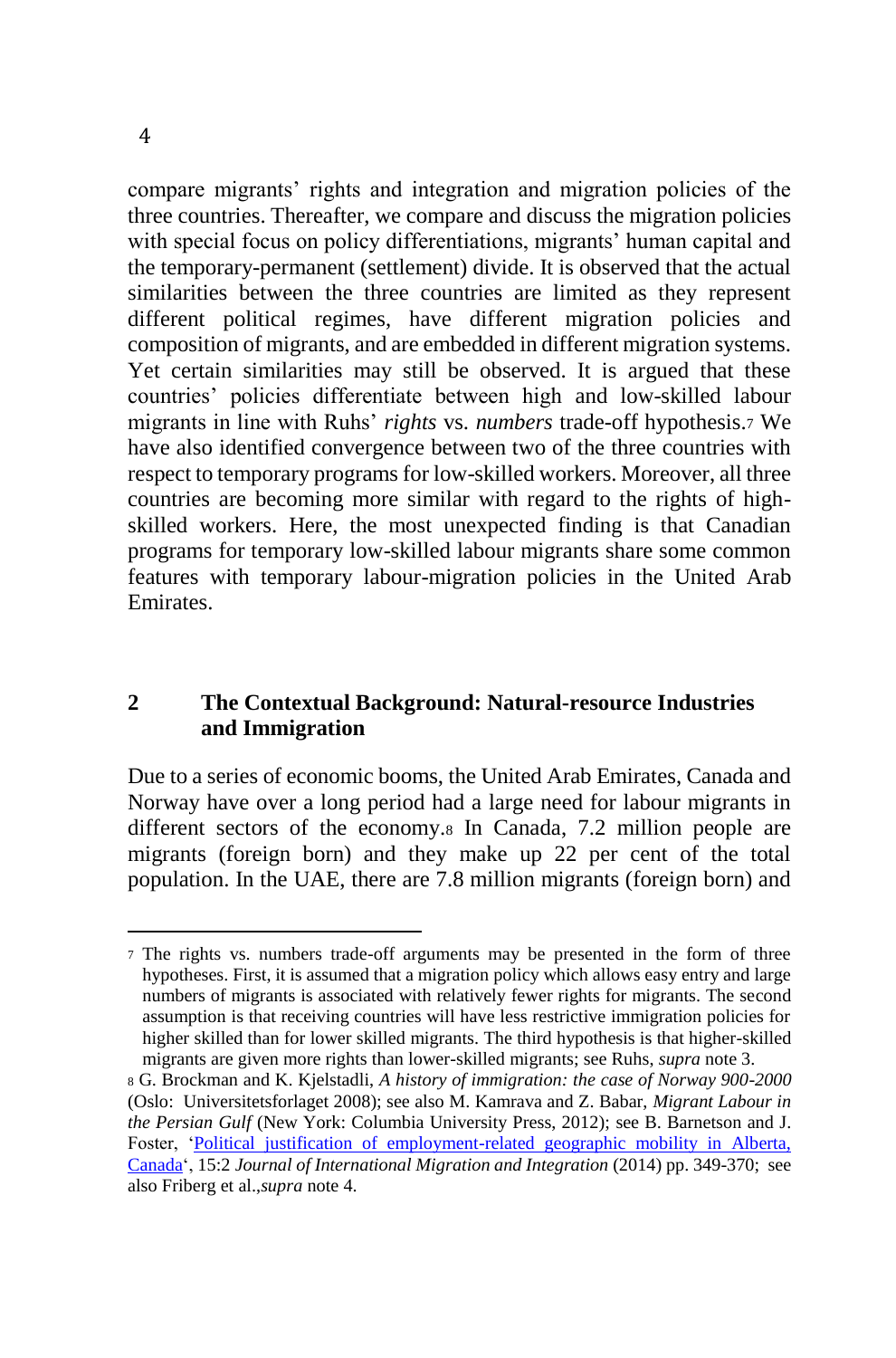compare migrants' rights and integration and migration policies of the three countries. Thereafter, we compare and discuss the migration policies with special focus on policy differentiations, migrants' human capital and the temporary-permanent (settlement) divide. It is observed that the actual similarities between the three countries are limited as they represent different political regimes, have different migration policies and composition of migrants, and are embedded in different migration systems. Yet certain similarities may still be observed. It is argued that these countries' policies differentiate between high and low-skilled labour migrants in line with Ruhs' *rights* vs. *numbers* trade-off hypothesis.[7] We have also identified convergence between two of the three countries with respect to temporary programs for low-skilled workers. Moreover, all three countries are becoming more similar with regard to the rights of high-skilled workers. Here, the most unexpected finding is that Canadian programs for temporary low-skilled labour migrants share some common features with temporary labour-migration policies in the United Arab Emirates.

## 2 The Contextual Background: Natural-resource Industries and Immigration

Due to a series of economic booms, the United Arab Emirates, Canada and Norway have over a long period had a large need for labour migrants in different sectors of the economy.[8] In Canada, 7.2 million people are migrants (foreign born) and they make up 22 per cent of the total population. In the UAE, there are 7.8 million migrants (foreign born) and

---

[7] The rights vs. numbers trade-off arguments may be presented in the form of three hypotheses. First, it is assumed that a migration policy which allows easy entry and large numbers of migrants is associated with relatively fewer rights for migrants. The second assumption is that receiving countries will have less restrictive immigration policies for higher skilled than for lower skilled migrants. The third hypothesis is that higher-skilled migrants are given more rights than lower-skilled migrants; see Ruhs, *supra* note 3.

[8] G. Brockman and K. Kjelstadli, *A history of immigration: the case of Norway 900-2000* (Oslo: Universitetsforlaget 2008); see also M. Kamrava and Z. Babar, *Migrant Labour in the Persian Gulf* (New York: Columbia University Press, 2012); see B. Barnetson and J. Foster, 'Political justification of employment-related geographic mobility in Alberta, Canada', 15:2 *Journal of International Migration and Integration* (2014) pp. 349-370; see also Friberg et al., *supra* note 4.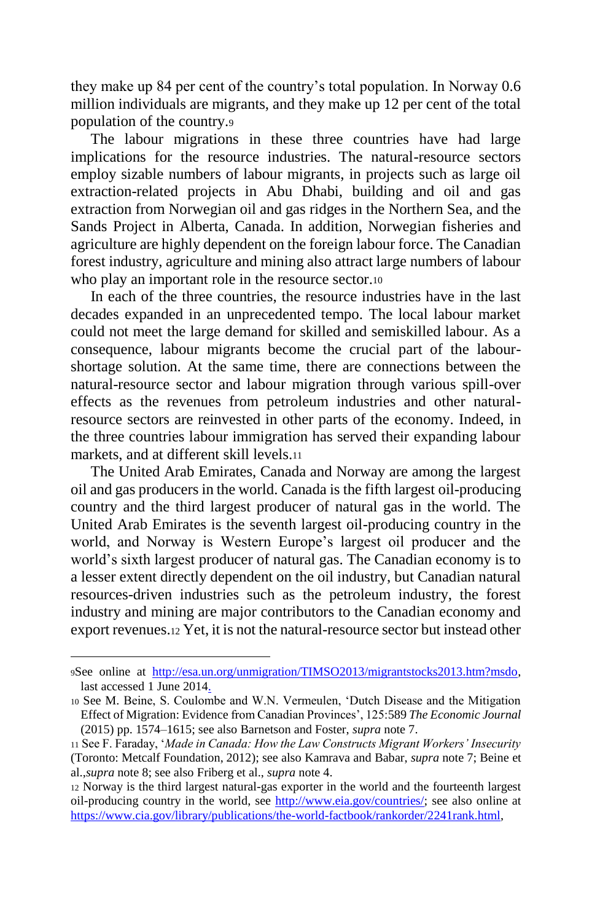they make up 84 per cent of the country's total population. In Norway 0.6 million individuals are migrants, and they make up 12 per cent of the total population of the country.[9]

The labour migrations in these three countries have had large implications for the resource industries. The natural-resource sectors employ sizable numbers of labour migrants, in projects such as large oil extraction-related projects in Abu Dhabi, building and oil and gas extraction from Norwegian oil and gas ridges in the Northern Sea, and the Sands Project in Alberta, Canada. In addition, Norwegian fisheries and agriculture are highly dependent on the foreign labour force. The Canadian forest industry, agriculture and mining also attract large numbers of labour who play an important role in the resource sector.[10]

In each of the three countries, the resource industries have in the last decades expanded in an unprecedented tempo. The local labour market could not meet the large demand for skilled and semiskilled labour. As a consequence, labour migrants become the crucial part of the labour-shortage solution. At the same time, there are connections between the natural-resource sector and labour migration through various spill-over effects as the revenues from petroleum industries and other natural-resource sectors are reinvested in other parts of the economy. Indeed, in the three countries labour immigration has served their expanding labour markets, and at different skill levels.[11]

The United Arab Emirates, Canada and Norway are among the largest oil and gas producers in the world. Canada is the fifth largest oil-producing country and the third largest producer of natural gas in the world. The United Arab Emirates is the seventh largest oil-producing country in the world, and Norway is Western Europe's largest oil producer and the world's sixth largest producer of natural gas. The Canadian economy is to a lesser extent directly dependent on the oil industry, but Canadian natural resources-driven industries such as the petroleum industry, the forest industry and mining are major contributors to the Canadian economy and export revenues.[12] Yet, it is not the natural-resource sector but instead other

---

[9] See online at http://esa.un.org/unmigration/TIMSO2013/migrantstocks2013.htm?msdo, last accessed 1 June 2014.

[10] See M. Beine, S. Coulombe and W.N. Vermeulen, 'Dutch Disease and the Mitigation Effect of Migration: Evidence from Canadian Provinces', 125:589 *The Economic Journal* (2015) pp. 1574–1615; see also Barnetson and Foster, *supra* note 7.

[11] See F. Faraday, '*Made in Canada: How the Law Constructs Migrant Workers' Insecurity* (Toronto: Metcalf Foundation, 2012); see also Kamrava and Babar, *supra* note 7; Beine et al.,*supra* note 8; see also Friberg et al., *supra* note 4.

[12] Norway is the third largest natural-gas exporter in the world and the fourteenth largest oil-producing country in the world, see http://www.eia.gov/countries/; see also online at https://www.cia.gov/library/publications/the-world-factbook/rankorder/2241rank.html,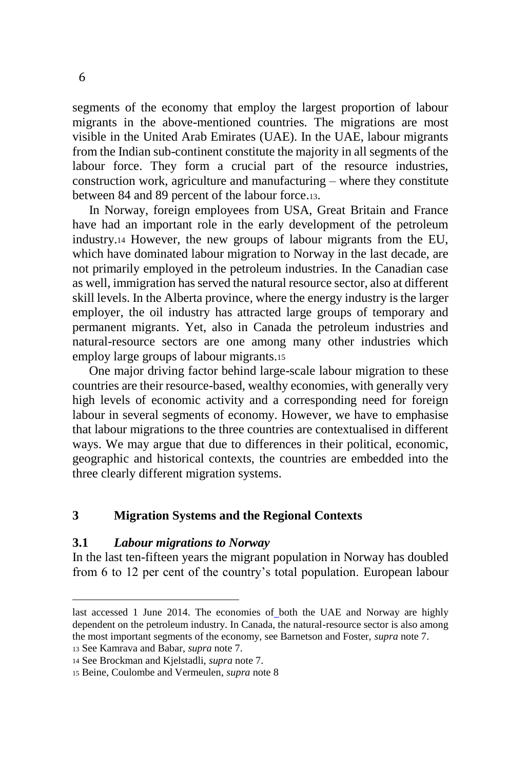segments of the economy that employ the largest proportion of labour migrants in the above-mentioned countries. The migrations are most visible in the United Arab Emirates (UAE). In the UAE, labour migrants from the Indian sub-continent constitute the majority in all segments of the labour force. They form a crucial part of the resource industries, construction work, agriculture and manufacturing – where they constitute between 84 and 89 percent of the labour force.[13].

In Norway, foreign employees from USA, Great Britain and France have had an important role in the early development of the petroleum industry.[14] However, the new groups of labour migrants from the EU, which have dominated labour migration to Norway in the last decade, are not primarily employed in the petroleum industries. In the Canadian case as well, immigration has served the natural resource sector, also at different skill levels. In the Alberta province, where the energy industry is the larger employer, the oil industry has attracted large groups of temporary and permanent migrants. Yet, also in Canada the petroleum industries and natural-resource sectors are one among many other industries which employ large groups of labour migrants.[15]

One major driving factor behind large-scale labour migration to these countries are their resource-based, wealthy economies, with generally very high levels of economic activity and a corresponding need for foreign labour in several segments of economy. However, we have to emphasise that labour migrations to the three countries are contextualised in different ways. We may argue that due to differences in their political, economic, geographic and historical contexts, the countries are embedded into the three clearly different migration systems.

## 3 Migration Systems and the Regional Contexts

### 3.1 *Labour migrations to Norway*

In the last ten-fifteen years the migrant population in Norway has doubled from 6 to 12 per cent of the country's total population. European labour

---

last accessed 1 June 2014. The economies of both the UAE and Norway are highly dependent on the petroleum industry. In Canada, the natural-resource sector is also among the most important segments of the economy, see Barnetson and Foster, *supra* note 7.

[13] See Kamrava and Babar, *supra* note 7.

[14] See Brockman and Kjelstadli, *supra* note 7.

[15] Beine, Coulombe and Vermeulen, *supra* note 8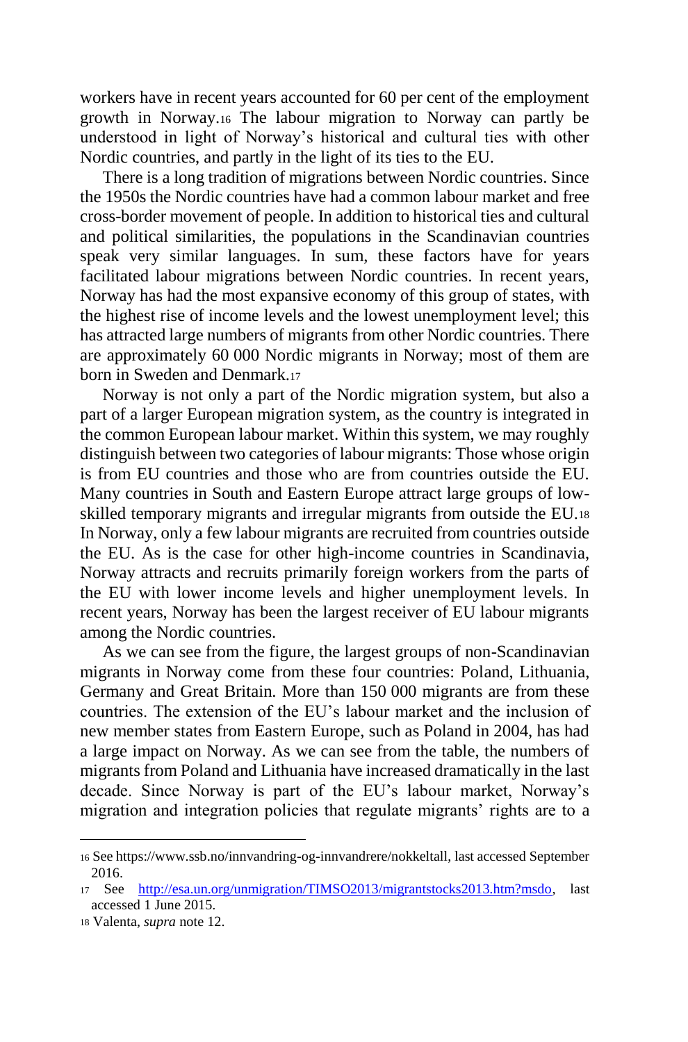workers have in recent years accounted for 60 per cent of the employment growth in Norway.[16] The labour migration to Norway can partly be understood in light of Norway's historical and cultural ties with other Nordic countries, and partly in the light of its ties to the EU.

There is a long tradition of migrations between Nordic countries. Since the 1950s the Nordic countries have had a common labour market and free cross-border movement of people. In addition to historical ties and cultural and political similarities, the populations in the Scandinavian countries speak very similar languages. In sum, these factors have for years facilitated labour migrations between Nordic countries. In recent years, Norway has had the most expansive economy of this group of states, with the highest rise of income levels and the lowest unemployment level; this has attracted large numbers of migrants from other Nordic countries. There are approximately 60 000 Nordic migrants in Norway; most of them are born in Sweden and Denmark.[17]

Norway is not only a part of the Nordic migration system, but also a part of a larger European migration system, as the country is integrated in the common European labour market. Within this system, we may roughly distinguish between two categories of labour migrants: Those whose origin is from EU countries and those who are from countries outside the EU. Many countries in South and Eastern Europe attract large groups of low-skilled temporary migrants and irregular migrants from outside the EU.[18] In Norway, only a few labour migrants are recruited from countries outside the EU. As is the case for other high-income countries in Scandinavia, Norway attracts and recruits primarily foreign workers from the parts of the EU with lower income levels and higher unemployment levels. In recent years, Norway has been the largest receiver of EU labour migrants among the Nordic countries.

As we can see from the figure, the largest groups of non-Scandinavian migrants in Norway come from these four countries: Poland, Lithuania, Germany and Great Britain. More than 150 000 migrants are from these countries. The extension of the EU's labour market and the inclusion of new member states from Eastern Europe, such as Poland in 2004, has had a large impact on Norway. As we can see from the table, the numbers of migrants from Poland and Lithuania have increased dramatically in the last decade. Since Norway is part of the EU's labour market, Norway's migration and integration policies that regulate migrants' rights are to a

---

16 See https://www.ssb.no/innvandring-og-innvandrere/nokkeltall, last accessed September 2016.

17 See http://esa.un.org/unmigration/TIMSO2013/migrantstocks2013.htm?msdo, last accessed 1 June 2015.

18 Valenta, *supra* note 12.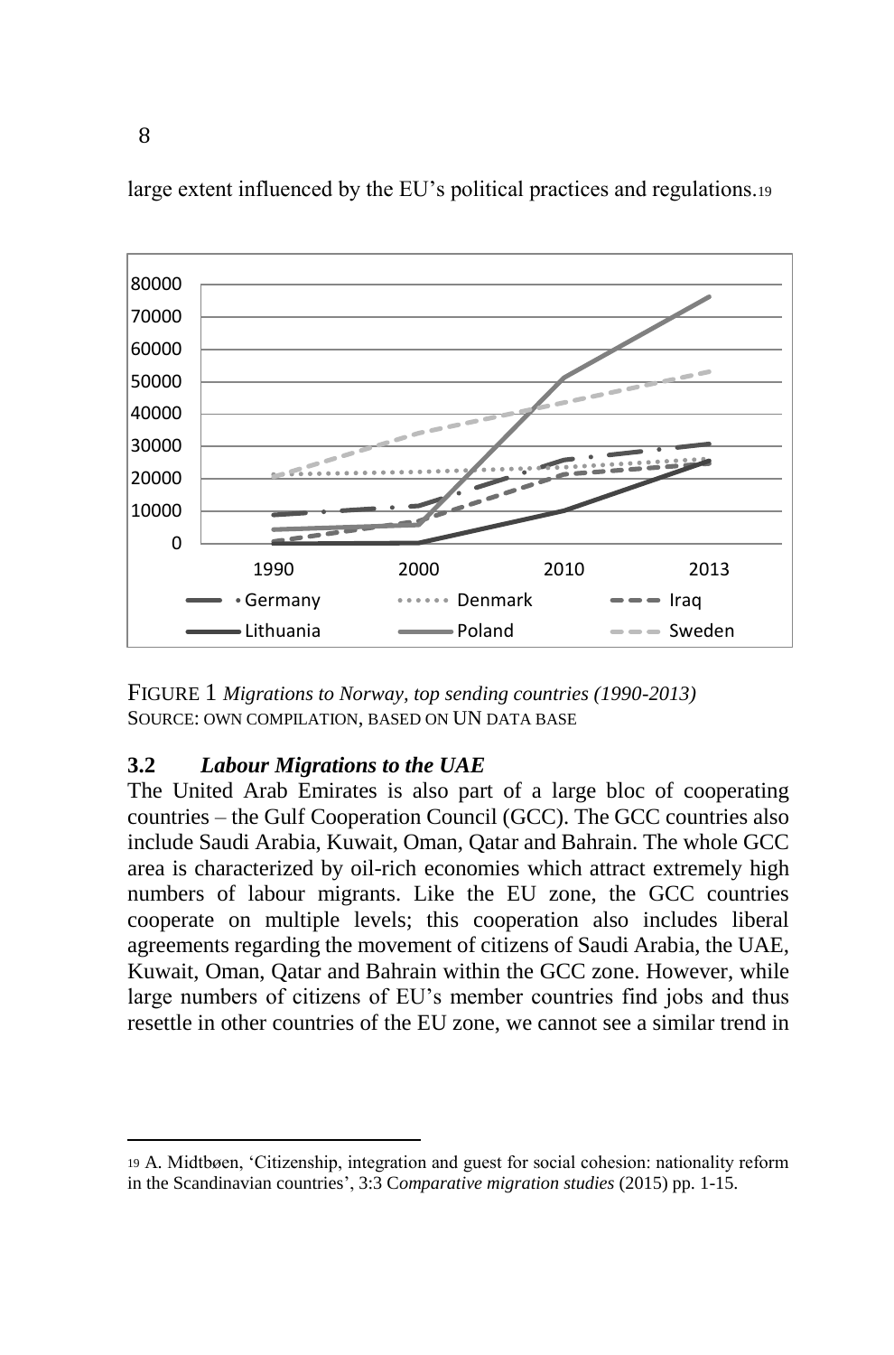large extent influenced by the EU's political practices and regulations.[19]

FIGURE 1 *Migrations to Norway, top sending countries (1990-2013)*
SOURCE: OWN COMPILATION, BASED ON UN DATA BASE

### 3.2 *Labour Migrations to the UAE*

The United Arab Emirates is also part of a large bloc of cooperating countries – the Gulf Cooperation Council (GCC). The GCC countries also include Saudi Arabia, Kuwait, Oman, Qatar and Bahrain. The whole GCC area is characterized by oil-rich economies which attract extremely high numbers of labour migrants. Like the EU zone, the GCC countries cooperate on multiple levels; this cooperation also includes liberal agreements regarding the movement of citizens of Saudi Arabia, the UAE, Kuwait, Oman, Qatar and Bahrain within the GCC zone. However, while large numbers of citizens of EU's member countries find jobs and thus resettle in other countries of the EU zone, we cannot see a similar trend in

[19] A. Midtbøen, 'Citizenship, integration and guest for social cohesion: nationality reform in the Scandinavian countries', 3:3 *Comparative migration studies* (2015) pp. 1-15.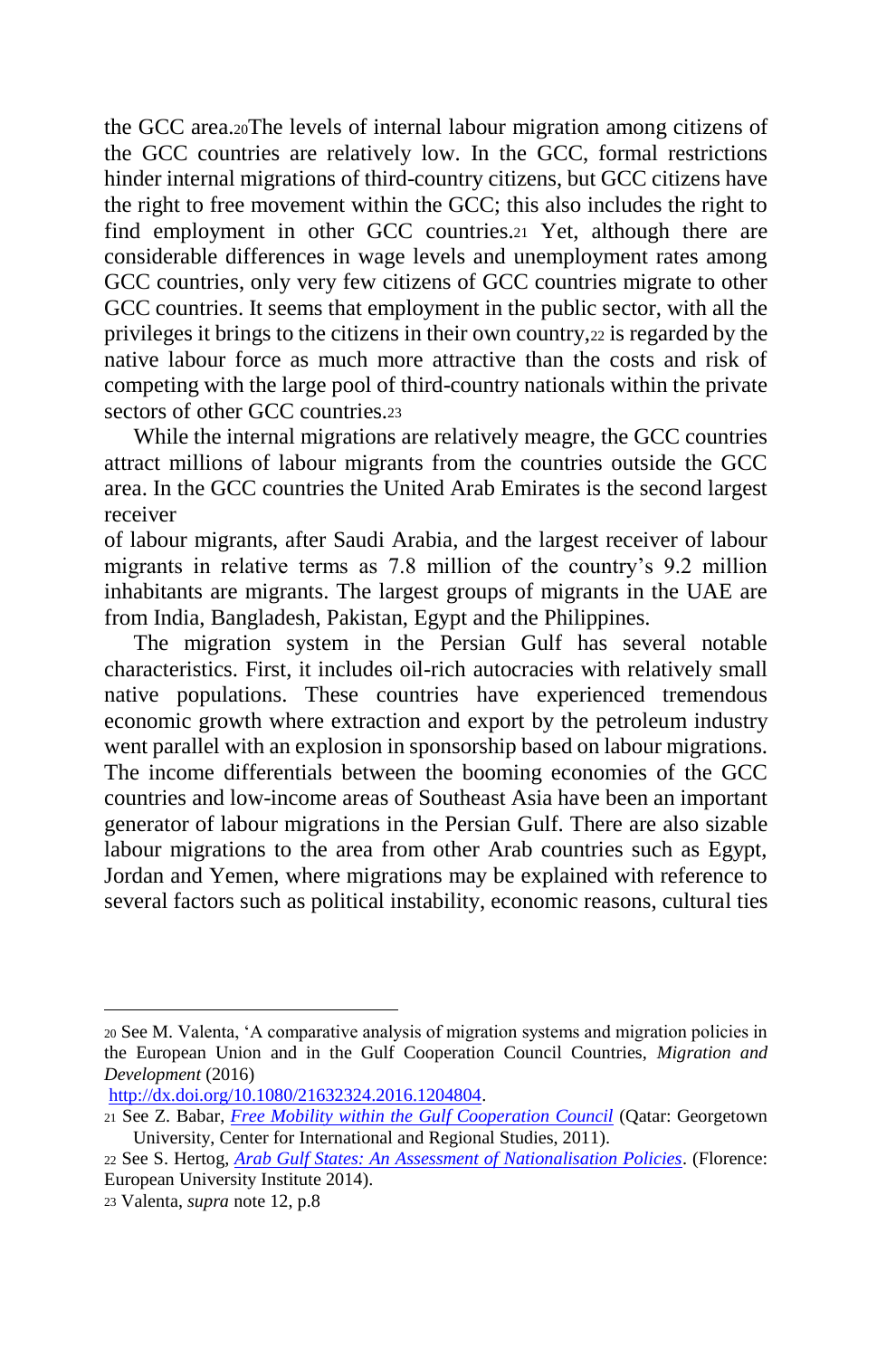the GCC area.[20] The levels of internal labour migration among citizens of the GCC countries are relatively low. In the GCC, formal restrictions hinder internal migrations of third-country citizens, but GCC citizens have the right to free movement within the GCC; this also includes the right to find employment in other GCC countries.[21] Yet, although there are considerable differences in wage levels and unemployment rates among GCC countries, only very few citizens of GCC countries migrate to other GCC countries. It seems that employment in the public sector, with all the privileges it brings to the citizens in their own country,[22] is regarded by the native labour force as much more attractive than the costs and risk of competing with the large pool of third-country nationals within the private sectors of other GCC countries.[23]

While the internal migrations are relatively meagre, the GCC countries attract millions of labour migrants from the countries outside the GCC area. In the GCC countries the United Arab Emirates is the second largest receiver of labour migrants, after Saudi Arabia, and the largest receiver of labour migrants in relative terms as 7.8 million of the country's 9.2 million inhabitants are migrants. The largest groups of migrants in the UAE are from India, Bangladesh, Pakistan, Egypt and the Philippines.

The migration system in the Persian Gulf has several notable characteristics. First, it includes oil-rich autocracies with relatively small native populations. These countries have experienced tremendous economic growth where extraction and export by the petroleum industry went parallel with an explosion in sponsorship based on labour migrations. The income differentials between the booming economies of the GCC countries and low-income areas of Southeast Asia have been an important generator of labour migrations in the Persian Gulf. There are also sizable labour migrations to the area from other Arab countries such as Egypt, Jordan and Yemen, where migrations may be explained with reference to several factors such as political instability, economic reasons, cultural ties

---

[20] See M. Valenta, 'A comparative analysis of migration systems and migration policies in the European Union and in the Gulf Cooperation Council Countries, *Migration and Development* (2016) http://dx.doi.org/10.1080/21632324.2016.1204804.

[21] See Z. Babar, *Free Mobility within the Gulf Cooperation Council* (Qatar: Georgetown University, Center for International and Regional Studies, 2011).

[22] See S. Hertog, *Arab Gulf States: An Assessment of Nationalisation Policies*. (Florence: European University Institute 2014).

[23] Valenta, *supra* note 12, p.8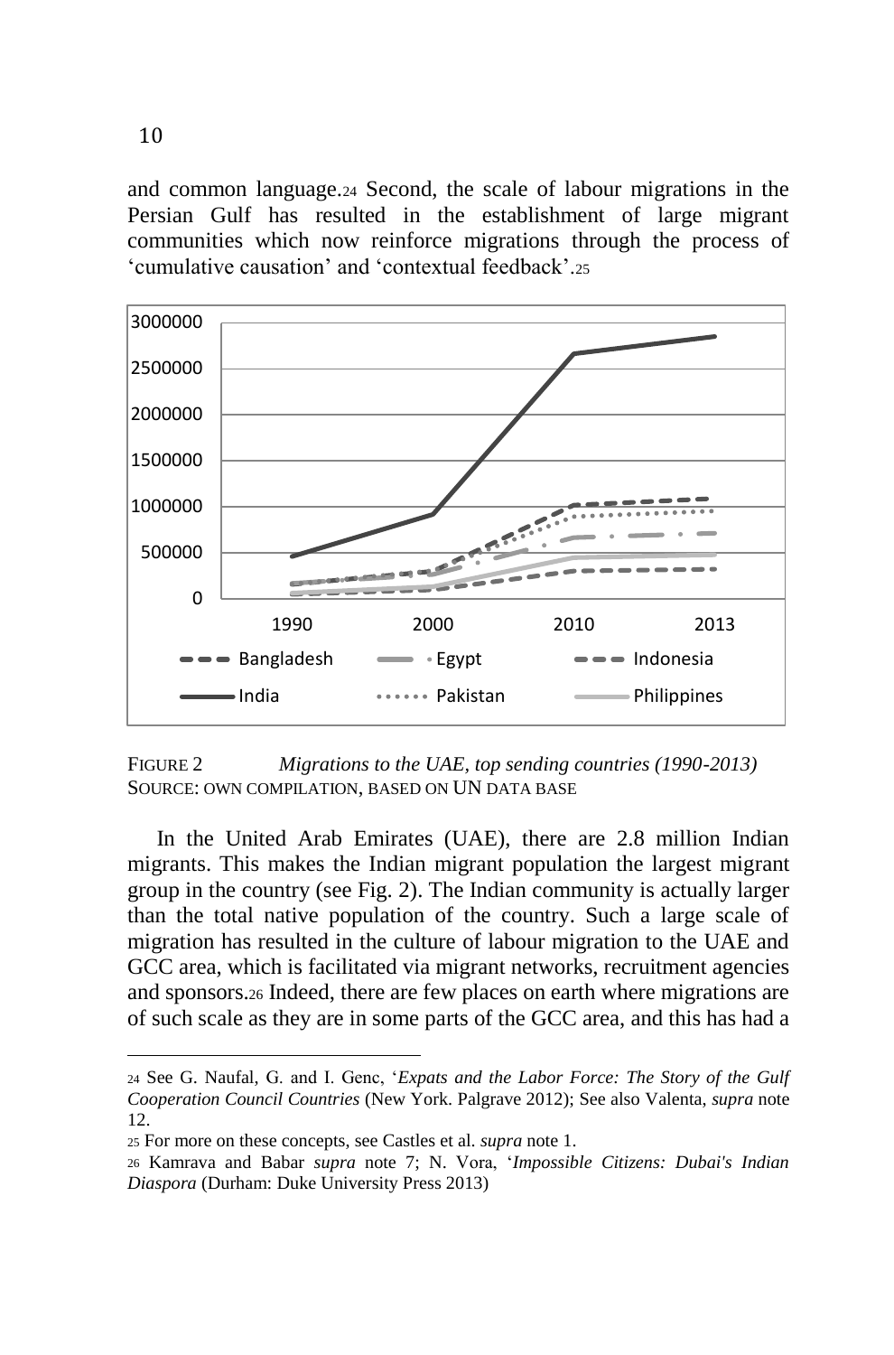and common language.[24] Second, the scale of labour migrations in the Persian Gulf has resulted in the establishment of large migrant communities which now reinforce migrations through the process of 'cumulative causation' and 'contextual feedback'.[25]

FIGURE 2 *Migrations to the UAE, top sending countries (1990-2013)*
SOURCE: OWN COMPILATION, BASED ON UN DATA BASE

In the United Arab Emirates (UAE), there are 2.8 million Indian migrants. This makes the Indian migrant population the largest migrant group in the country (see Fig. 2). The Indian community is actually larger than the total native population of the country. Such a large scale of migration has resulted in the culture of labour migration to the UAE and GCC area, which is facilitated via migrant networks, recruitment agencies and sponsors.[26] Indeed, there are few places on earth where migrations are of such scale as they are in some parts of the GCC area, and this has had a

---

[24] See G. Naufal, G. and I. Genc, '*Expats and the Labor Force: The Story of the Gulf Cooperation Council Countries* (New York. Palgrave 2012); See also Valenta, *supra* note 12.

[25] For more on these concepts, see Castles et al. *supra* note 1.

[26] Kamrava and Babar *supra* note 7; N. Vora, '*Impossible Citizens: Dubai's Indian Diaspora* (Durham: Duke University Press 2013)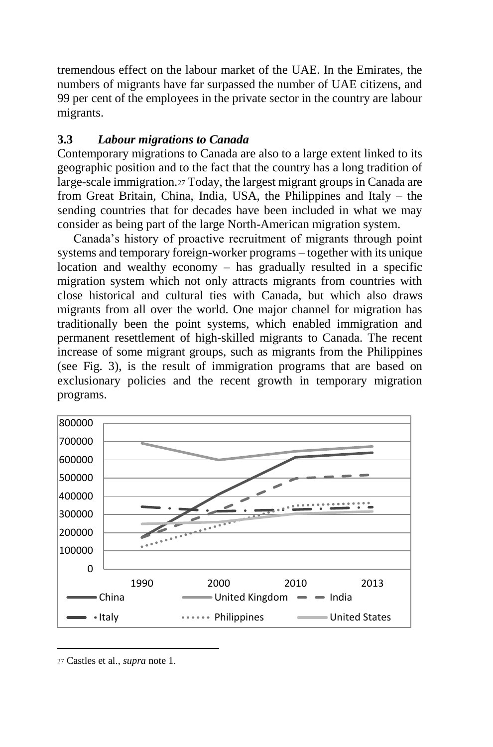tremendous effect on the labour market of the UAE. In the Emirates, the numbers of migrants have far surpassed the number of UAE citizens, and 99 per cent of the employees in the private sector in the country are labour migrants.

### 3.3 *Labour migrations to Canada*

Contemporary migrations to Canada are also to a large extent linked to its geographic position and to the fact that the country has a long tradition of large-scale immigration.[27] Today, the largest migrant groups in Canada are from Great Britain, China, India, USA, the Philippines and Italy – the sending countries that for decades have been included in what we may consider as being part of the large North-American migration system.

Canada's history of proactive recruitment of migrants through point systems and temporary foreign-worker programs – together with its unique location and wealthy economy – has gradually resulted in a specific migration system which not only attracts migrants from countries with close historical and cultural ties with Canada, but which also draws migrants from all over the world. One major channel for migration has traditionally been the point systems, which enabled immigration and permanent resettlement of high-skilled migrants to Canada. The recent increase of some migrant groups, such as migrants from the Philippines (see Fig. 3), is the result of immigration programs that are based on exclusionary policies and the recent growth in temporary migration programs.

[27] Castles et al., *supra* note 1.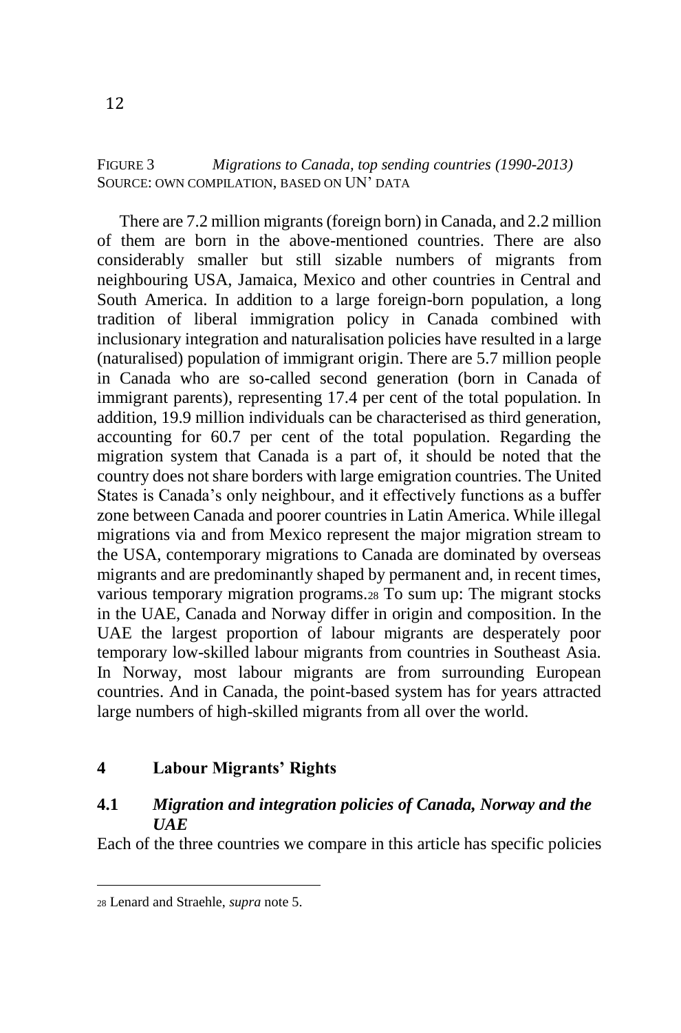FIGURE 3 *Migrations to Canada, top sending countries (1990-2013)*
SOURCE: OWN COMPILATION, BASED ON UN' DATA

There are 7.2 million migrants (foreign born) in Canada, and 2.2 million of them are born in the above-mentioned countries. There are also considerably smaller but still sizable numbers of migrants from neighbouring USA, Jamaica, Mexico and other countries in Central and South America. In addition to a large foreign-born population, a long tradition of liberal immigration policy in Canada combined with inclusionary integration and naturalisation policies have resulted in a large (naturalised) population of immigrant origin. There are 5.7 million people in Canada who are so-called second generation (born in Canada of immigrant parents), representing 17.4 per cent of the total population. In addition, 19.9 million individuals can be characterised as third generation, accounting for 60.7 per cent of the total population. Regarding the migration system that Canada is a part of, it should be noted that the country does not share borders with large emigration countries. The United States is Canada's only neighbour, and it effectively functions as a buffer zone between Canada and poorer countries in Latin America. While illegal migrations via and from Mexico represent the major migration stream to the USA, contemporary migrations to Canada are dominated by overseas migrants and are predominantly shaped by permanent and, in recent times, various temporary migration programs.[28] To sum up: The migrant stocks in the UAE, Canada and Norway differ in origin and composition. In the UAE the largest proportion of labour migrants are desperately poor temporary low-skilled labour migrants from countries in Southeast Asia. In Norway, most labour migrants are from surrounding European countries. And in Canada, the point-based system has for years attracted large numbers of high-skilled migrants from all over the world.

## 4 Labour Migrants' Rights

### 4.1 *Migration and integration policies of Canada, Norway and the UAE*

Each of the three countries we compare in this article has specific policies

[28] Lenard and Straehle, *supra* note 5.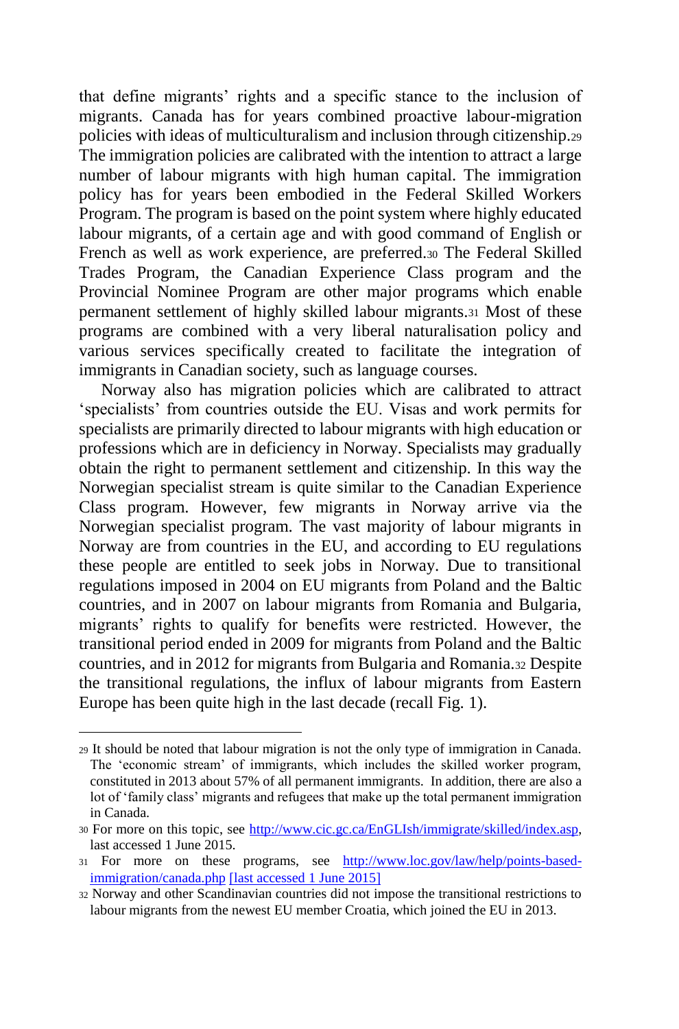that define migrants' rights and a specific stance to the inclusion of migrants. Canada has for years combined proactive labour-migration policies with ideas of multiculturalism and inclusion through citizenship.[29] The immigration policies are calibrated with the intention to attract a large number of labour migrants with high human capital. The immigration policy has for years been embodied in the Federal Skilled Workers Program. The program is based on the point system where highly educated labour migrants, of a certain age and with good command of English or French as well as work experience, are preferred.[30] The Federal Skilled Trades Program, the Canadian Experience Class program and the Provincial Nominee Program are other major programs which enable permanent settlement of highly skilled labour migrants.[31] Most of these programs are combined with a very liberal naturalisation policy and various services specifically created to facilitate the integration of immigrants in Canadian society, such as language courses.

Norway also has migration policies which are calibrated to attract 'specialists' from countries outside the EU. Visas and work permits for specialists are primarily directed to labour migrants with high education or professions which are in deficiency in Norway. Specialists may gradually obtain the right to permanent settlement and citizenship. In this way the Norwegian specialist stream is quite similar to the Canadian Experience Class program. However, few migrants in Norway arrive via the Norwegian specialist program. The vast majority of labour migrants in Norway are from countries in the EU, and according to EU regulations these people are entitled to seek jobs in Norway. Due to transitional regulations imposed in 2004 on EU migrants from Poland and the Baltic countries, and in 2007 on labour migrants from Romania and Bulgaria, migrants' rights to qualify for benefits were restricted. However, the transitional period ended in 2009 for migrants from Poland and the Baltic countries, and in 2012 for migrants from Bulgaria and Romania.[32] Despite the transitional regulations, the influx of labour migrants from Eastern Europe has been quite high in the last decade (recall Fig. 1).

---

[29] It should be noted that labour migration is not the only type of immigration in Canada. The 'economic stream' of immigrants, which includes the skilled worker program, constituted in 2013 about 57% of all permanent immigrants. In addition, there are also a lot of 'family class' migrants and refugees that make up the total permanent immigration in Canada.

[30] For more on this topic, see http://www.cic.gc.ca/EnGLIsh/immigrate/skilled/index.asp, last accessed 1 June 2015.

[31] For more on these programs, see http://www.loc.gov/law/help/points-based-immigration/canada.php [last accessed 1 June 2015]

[32] Norway and other Scandinavian countries did not impose the transitional restrictions to labour migrants from the newest EU member Croatia, which joined the EU in 2013.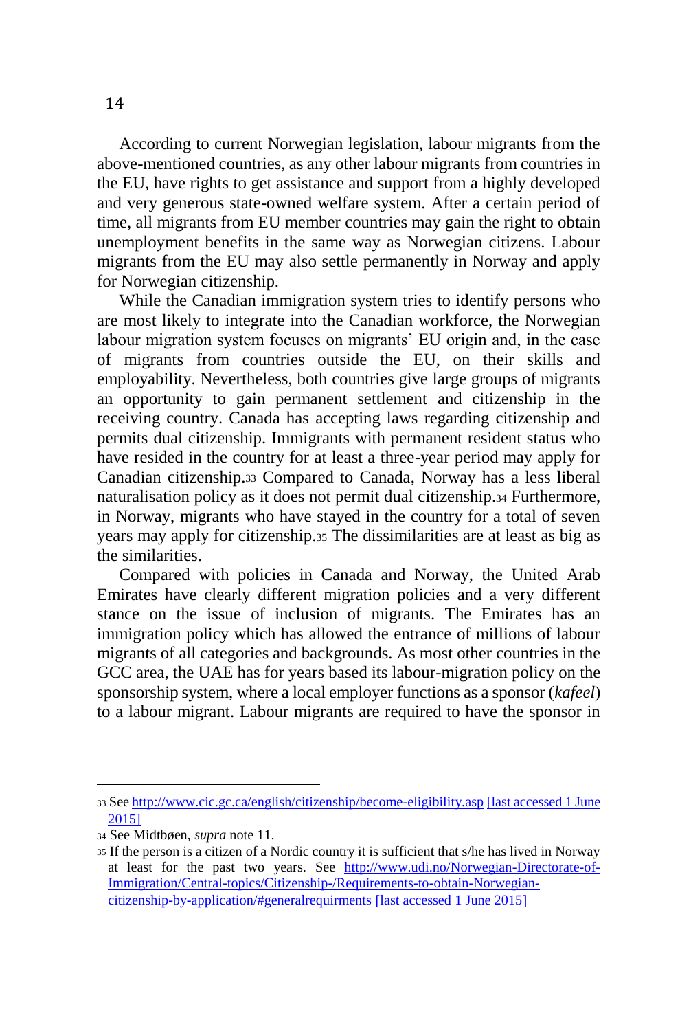According to current Norwegian legislation, labour migrants from the above-mentioned countries, as any other labour migrants from countries in the EU, have rights to get assistance and support from a highly developed and very generous state-owned welfare system. After a certain period of time, all migrants from EU member countries may gain the right to obtain unemployment benefits in the same way as Norwegian citizens. Labour migrants from the EU may also settle permanently in Norway and apply for Norwegian citizenship.

While the Canadian immigration system tries to identify persons who are most likely to integrate into the Canadian workforce, the Norwegian labour migration system focuses on migrants' EU origin and, in the case of migrants from countries outside the EU, on their skills and employability. Nevertheless, both countries give large groups of migrants an opportunity to gain permanent settlement and citizenship in the receiving country. Canada has accepting laws regarding citizenship and permits dual citizenship. Immigrants with permanent resident status who have resided in the country for at least a three-year period may apply for Canadian citizenship.[33] Compared to Canada, Norway has a less liberal naturalisation policy as it does not permit dual citizenship.[34] Furthermore, in Norway, migrants who have stayed in the country for a total of seven years may apply for citizenship.[35] The dissimilarities are at least as big as the similarities.

Compared with policies in Canada and Norway, the United Arab Emirates have clearly different migration policies and a very different stance on the issue of inclusion of migrants. The Emirates has an immigration policy which has allowed the entrance of millions of labour migrants of all categories and backgrounds. As most other countries in the GCC area, the UAE has for years based its labour-migration policy on the sponsorship system, where a local employer functions as a sponsor (*kafeel*) to a labour migrant. Labour migrants are required to have the sponsor in

---

[33] See http://www.cic.gc.ca/english/citizenship/become-eligibility.asp [last accessed 1 June 2015]

[34] See Midtbøen, *supra* note 11.

[35] If the person is a citizen of a Nordic country it is sufficient that s/he has lived in Norway at least for the past two years. See http://www.udi.no/Norwegian-Directorate-of-Immigration/Central-topics/Citizenship-/Requirements-to-obtain-Norwegian-citizenship-by-application/#generalrequirments [last accessed 1 June 2015]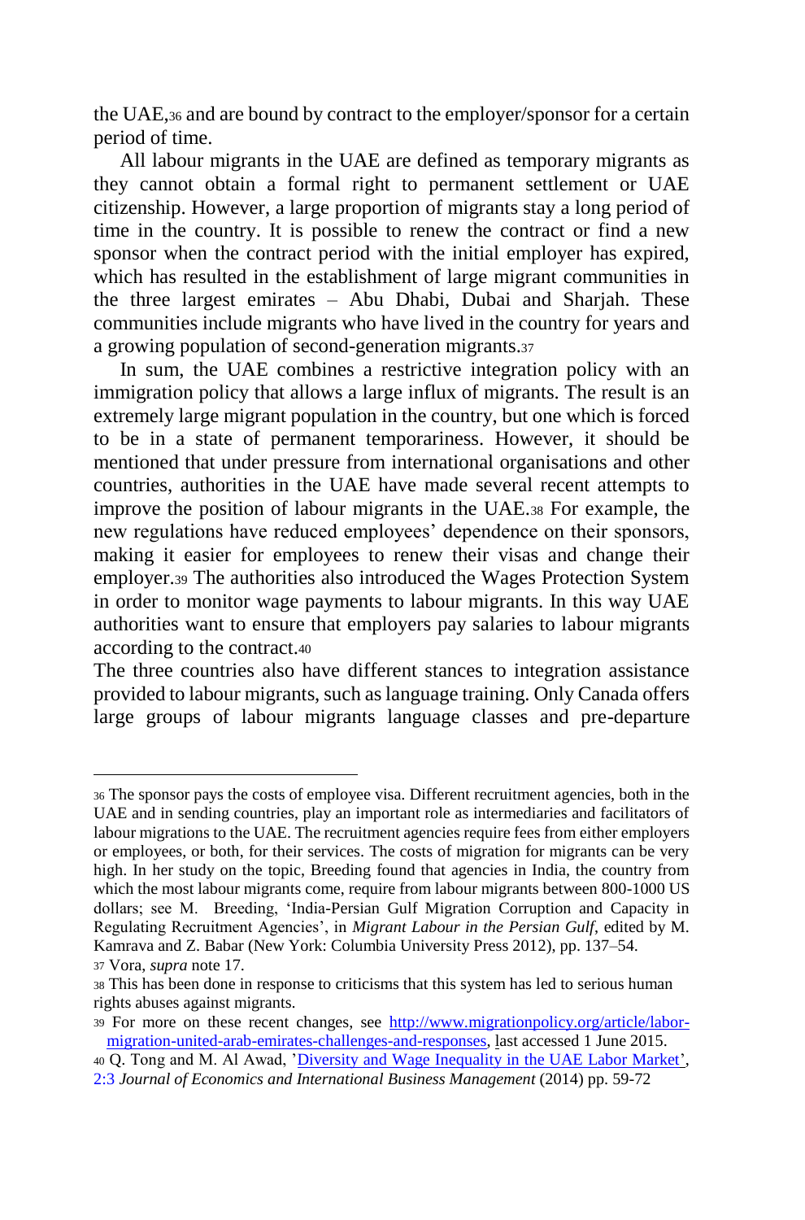the UAE,[36] and are bound by contract to the employer/sponsor for a certain period of time.

All labour migrants in the UAE are defined as temporary migrants as they cannot obtain a formal right to permanent settlement or UAE citizenship. However, a large proportion of migrants stay a long period of time in the country. It is possible to renew the contract or find a new sponsor when the contract period with the initial employer has expired, which has resulted in the establishment of large migrant communities in the three largest emirates – Abu Dhabi, Dubai and Sharjah. These communities include migrants who have lived in the country for years and a growing population of second-generation migrants.[37]

In sum, the UAE combines a restrictive integration policy with an immigration policy that allows a large influx of migrants. The result is an extremely large migrant population in the country, but one which is forced to be in a state of permanent temporariness. However, it should be mentioned that under pressure from international organisations and other countries, authorities in the UAE have made several recent attempts to improve the position of labour migrants in the UAE.[38] For example, the new regulations have reduced employees' dependence on their sponsors, making it easier for employees to renew their visas and change their employer.[39] The authorities also introduced the Wages Protection System in order to monitor wage payments to labour migrants. In this way UAE authorities want to ensure that employers pay salaries to labour migrants according to the contract.[40]

The three countries also have different stances to integration assistance provided to labour migrants, such as language training. Only Canada offers large groups of labour migrants language classes and pre-departure

---

[36] The sponsor pays the costs of employee visa. Different recruitment agencies, both in the UAE and in sending countries, play an important role as intermediaries and facilitators of labour migrations to the UAE. The recruitment agencies require fees from either employers or employees, or both, for their services. The costs of migration for migrants can be very high. In her study on the topic, Breeding found that agencies in India, the country from which the most labour migrants come, require from labour migrants between 800-1000 US dollars; see M. Breeding, 'India-Persian Gulf Migration Corruption and Capacity in Regulating Recruitment Agencies', in *Migrant Labour in the Persian Gulf*, edited by M. Kamrava and Z. Babar (New York: Columbia University Press 2012), pp. 137–54.

[37] Vora, *supra* note 17.

[38] This has been done in response to criticisms that this system has led to serious human rights abuses against migrants.

[39] For more on these recent changes, see http://www.migrationpolicy.org/article/labor-migration-united-arab-emirates-challenges-and-responses, last accessed 1 June 2015.

[40] Q. Tong and M. Al Awad, 'Diversity and Wage Inequality in the UAE Labor Market', 2:3 *Journal of Economics and International Business Management* (2014) pp. 59-72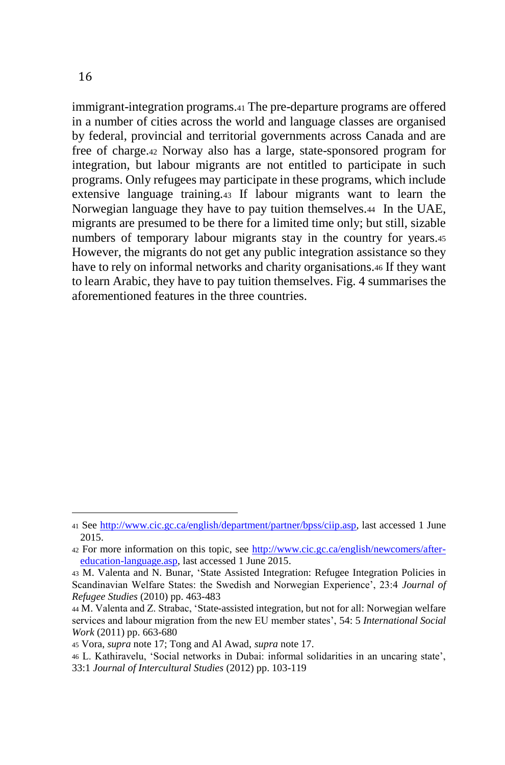immigrant-integration programs.[41] The pre-departure programs are offered in a number of cities across the world and language classes are organised by federal, provincial and territorial governments across Canada and are free of charge.[42] Norway also has a large, state-sponsored program for integration, but labour migrants are not entitled to participate in such programs. Only refugees may participate in these programs, which include extensive language training.[43] If labour migrants want to learn the Norwegian language they have to pay tuition themselves.[44] In the UAE, migrants are presumed to be there for a limited time only; but still, sizable numbers of temporary labour migrants stay in the country for years.[45] However, the migrants do not get any public integration assistance so they have to rely on informal networks and charity organisations.[46] If they want to learn Arabic, they have to pay tuition themselves. Fig. 4 summarises the aforementioned features in the three countries.

---

[41] See http://www.cic.gc.ca/english/department/partner/bpss/ciip.asp, last accessed 1 June 2015.

[42] For more information on this topic, see http://www.cic.gc.ca/english/newcomers/after-education-language.asp, last accessed 1 June 2015.

[43] M. Valenta and N. Bunar, 'State Assisted Integration: Refugee Integration Policies in Scandinavian Welfare States: the Swedish and Norwegian Experience', 23:4 *Journal of Refugee Studies* (2010) pp. 463-483

[44] M. Valenta and Z. Strabac, 'State-assisted integration, but not for all: Norwegian welfare services and labour migration from the new EU member states', 54: 5 *International Social Work* (2011) pp. 663-680

[45] Vora, *supra* note 17; Tong and Al Awad, *supra* note 17.

[46] L. Kathiravelu, 'Social networks in Dubai: informal solidarities in an uncaring state', 33:1 *Journal of Intercultural Studies* (2012) pp. 103-119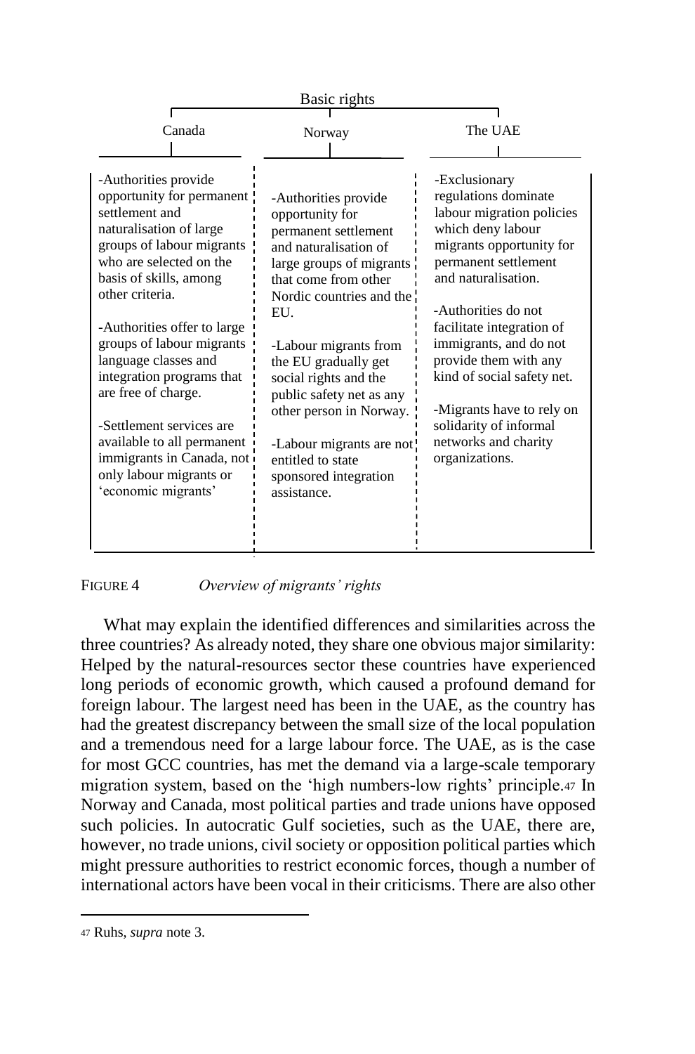| Basic rights | | |
| --- | --- | --- |
| Canada | Norway | The UAE |
| -Authorities provide opportunity for permanent settlement and naturalisation of large groups of labour migrants who are selected on the basis of skills, among other criteria.<br><br>-Authorities offer to large groups of labour migrants language classes and integration programs that are free of charge.<br><br>-Settlement services are available to all permanent immigrants in Canada, not only labour migrants or 'economic migrants' | -Authorities provide opportunity for permanent settlement and naturalisation of large groups of migrants that come from other Nordic countries and the EU.<br><br>-Labour migrants from the EU gradually get social rights and the public safety net as any other person in Norway.<br><br>-Labour migrants are not entitled to state sponsored integration assistance. | -Exclusionary regulations dominate labour migration policies which deny labour migrants opportunity for permanent settlement and naturalisation.<br><br>-Authorities do not facilitate integration of immigrants, and do not provide them with any kind of social safety net.<br><br>-Migrants have to rely on solidarity of informal networks and charity organizations. |

FIGURE 4 *Overview of migrants' rights*

What may explain the identified differences and similarities across the three countries? As already noted, they share one obvious major similarity: Helped by the natural-resources sector these countries have experienced long periods of economic growth, which caused a profound demand for foreign labour. The largest need has been in the UAE, as the country has had the greatest discrepancy between the small size of the local population and a tremendous need for a large labour force. The UAE, as is the case for most GCC countries, has met the demand via a large-scale temporary migration system, based on the 'high numbers-low rights' principle.[47] In Norway and Canada, most political parties and trade unions have opposed such policies. In autocratic Gulf societies, such as the UAE, there are, however, no trade unions, civil society or opposition political parties which might pressure authorities to restrict economic forces, though a number of international actors have been vocal in their criticisms. There are also other

[47] Ruhs, *supra* note 3.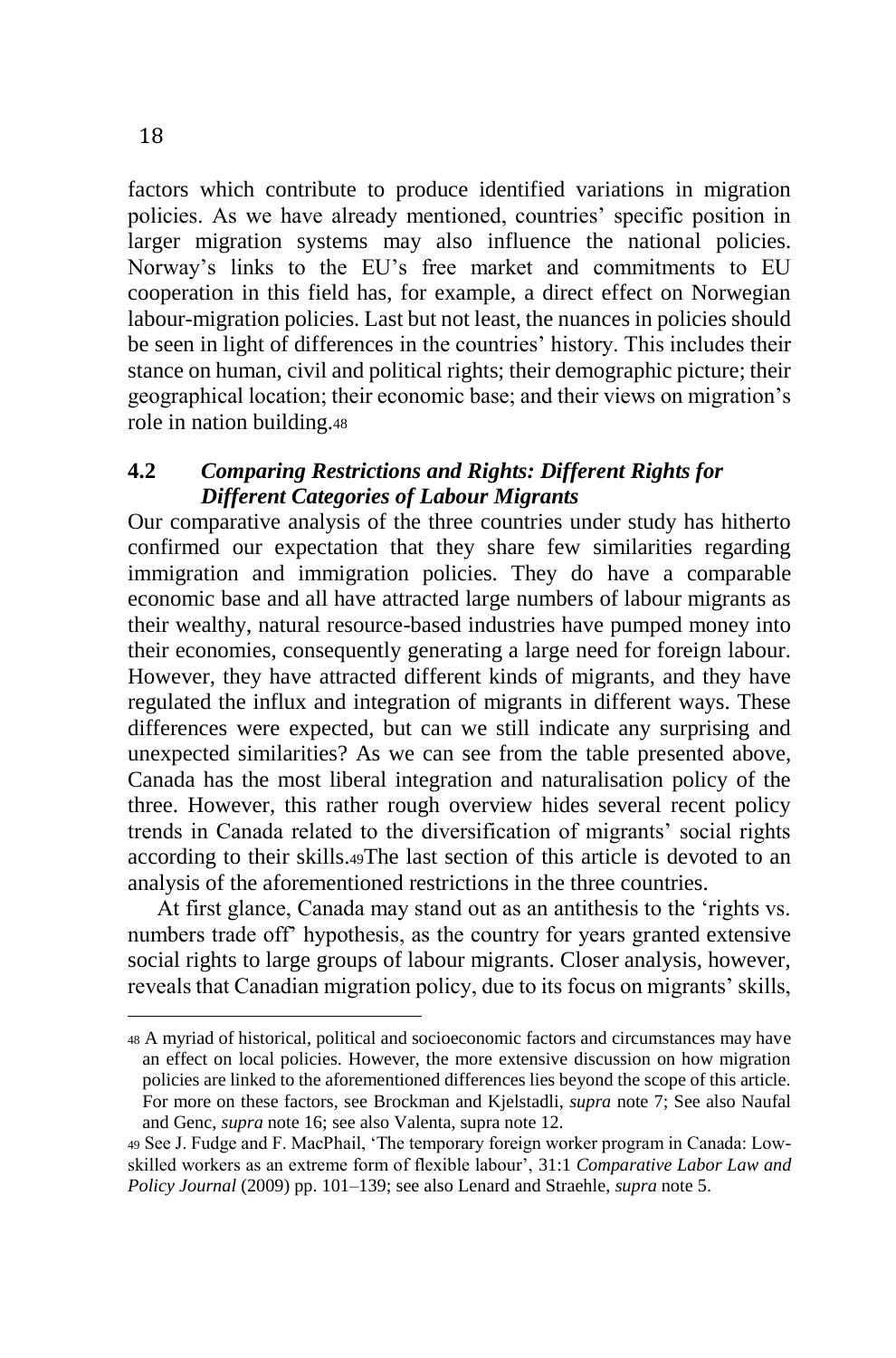factors which contribute to produce identified variations in migration policies. As we have already mentioned, countries' specific position in larger migration systems may also influence the national policies. Norway's links to the EU's free market and commitments to EU cooperation in this field has, for example, a direct effect on Norwegian labour-migration policies. Last but not least, the nuances in policies should be seen in light of differences in the countries' history. This includes their stance on human, civil and political rights; their demographic picture; their geographical location; their economic base; and their views on migration's role in nation building.[48]

### 4.2 *Comparing Restrictions and Rights: Different Rights for Different Categories of Labour Migrants*

Our comparative analysis of the three countries under study has hitherto confirmed our expectation that they share few similarities regarding immigration and immigration policies. They do have a comparable economic base and all have attracted large numbers of labour migrants as their wealthy, natural resource-based industries have pumped money into their economies, consequently generating a large need for foreign labour. However, they have attracted different kinds of migrants, and they have regulated the influx and integration of migrants in different ways. These differences were expected, but can we still indicate any surprising and unexpected similarities? As we can see from the table presented above, Canada has the most liberal integration and naturalisation policy of the three. However, this rather rough overview hides several recent policy trends in Canada related to the diversification of migrants' social rights according to their skills.[49]The last section of this article is devoted to an analysis of the aforementioned restrictions in the three countries.

At first glance, Canada may stand out as an antithesis to the 'rights vs. numbers trade off' hypothesis, as the country for years granted extensive social rights to large groups of labour migrants. Closer analysis, however, reveals that Canadian migration policy, due to its focus on migrants' skills,

---

[48] A myriad of historical, political and socioeconomic factors and circumstances may have an effect on local policies. However, the more extensive discussion on how migration policies are linked to the aforementioned differences lies beyond the scope of this article. For more on these factors, see Brockman and Kjelstadli, *supra* note 7; See also Naufal and Genc, *supra* note 16; see also Valenta, supra note 12.

[49] See J. Fudge and F. MacPhail, 'The temporary foreign worker program in Canada: Low-skilled workers as an extreme form of flexible labour', 31:1 *Comparative Labor Law and Policy Journal* (2009) pp. 101–139; see also Lenard and Straehle, *supra* note 5.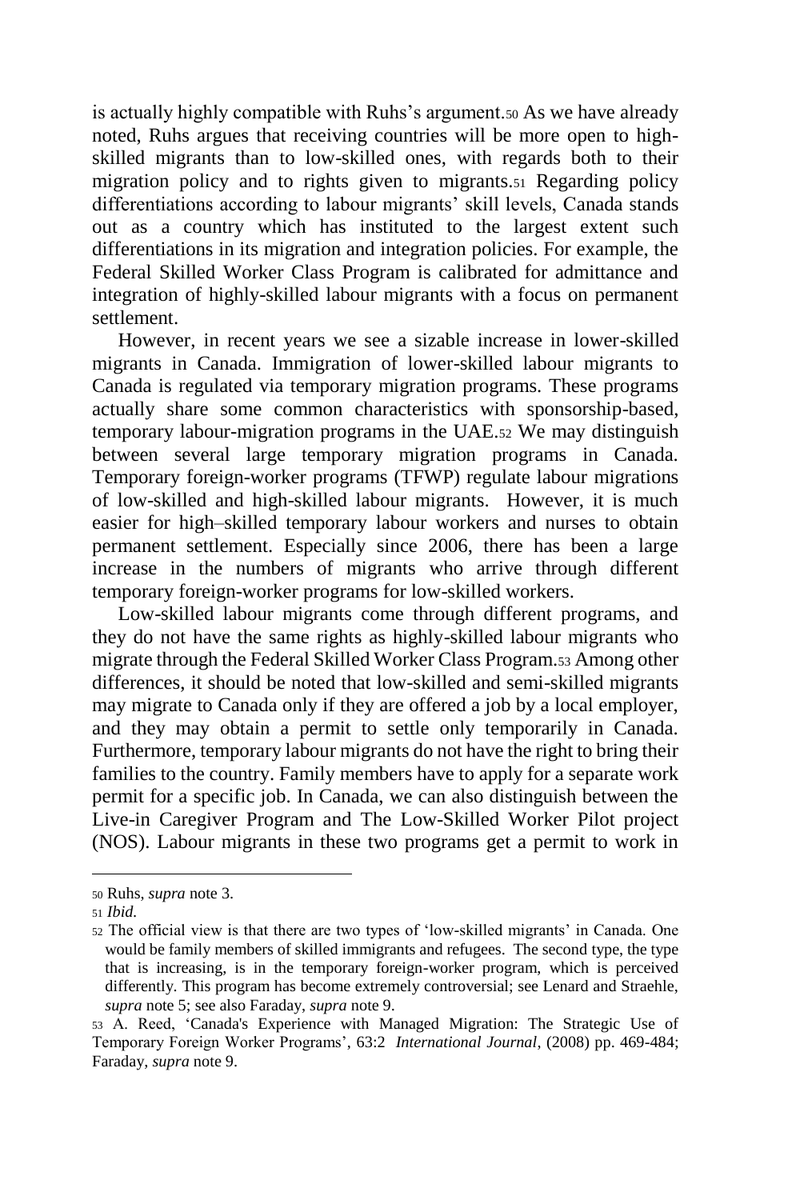is actually highly compatible with Ruhs's argument.[50] As we have already noted, Ruhs argues that receiving countries will be more open to high-skilled migrants than to low-skilled ones, with regards both to their migration policy and to rights given to migrants.[51] Regarding policy differentiations according to labour migrants' skill levels, Canada stands out as a country which has instituted to the largest extent such differentiations in its migration and integration policies. For example, the Federal Skilled Worker Class Program is calibrated for admittance and integration of highly-skilled labour migrants with a focus on permanent settlement.

However, in recent years we see a sizable increase in lower-skilled migrants in Canada. Immigration of lower-skilled labour migrants to Canada is regulated via temporary migration programs. These programs actually share some common characteristics with sponsorship-based, temporary labour-migration programs in the UAE.[52] We may distinguish between several large temporary migration programs in Canada. Temporary foreign-worker programs (TFWP) regulate labour migrations of low-skilled and high-skilled labour migrants. However, it is much easier for high–skilled temporary labour workers and nurses to obtain permanent settlement. Especially since 2006, there has been a large increase in the numbers of migrants who arrive through different temporary foreign-worker programs for low-skilled workers.

Low-skilled labour migrants come through different programs, and they do not have the same rights as highly-skilled labour migrants who migrate through the Federal Skilled Worker Class Program.[53] Among other differences, it should be noted that low-skilled and semi-skilled migrants may migrate to Canada only if they are offered a job by a local employer, and they may obtain a permit to settle only temporarily in Canada. Furthermore, temporary labour migrants do not have the right to bring their families to the country. Family members have to apply for a separate work permit for a specific job. In Canada, we can also distinguish between the Live-in Caregiver Program and The Low-Skilled Worker Pilot project (NOS). Labour migrants in these two programs get a permit to work in

---

[50] Ruhs, *supra* note 3.

[51] *Ibid.*

[52] The official view is that there are two types of 'low-skilled migrants' in Canada. One would be family members of skilled immigrants and refugees. The second type, the type that is increasing, is in the temporary foreign-worker program, which is perceived differently. This program has become extremely controversial; see Lenard and Straehle, *supra* note 5; see also Faraday, *supra* note 9.

[53] A. Reed, 'Canada's Experience with Managed Migration: The Strategic Use of Temporary Foreign Worker Programs', 63:2 *International Journal*, (2008) pp. 469-484; Faraday, *supra* note 9.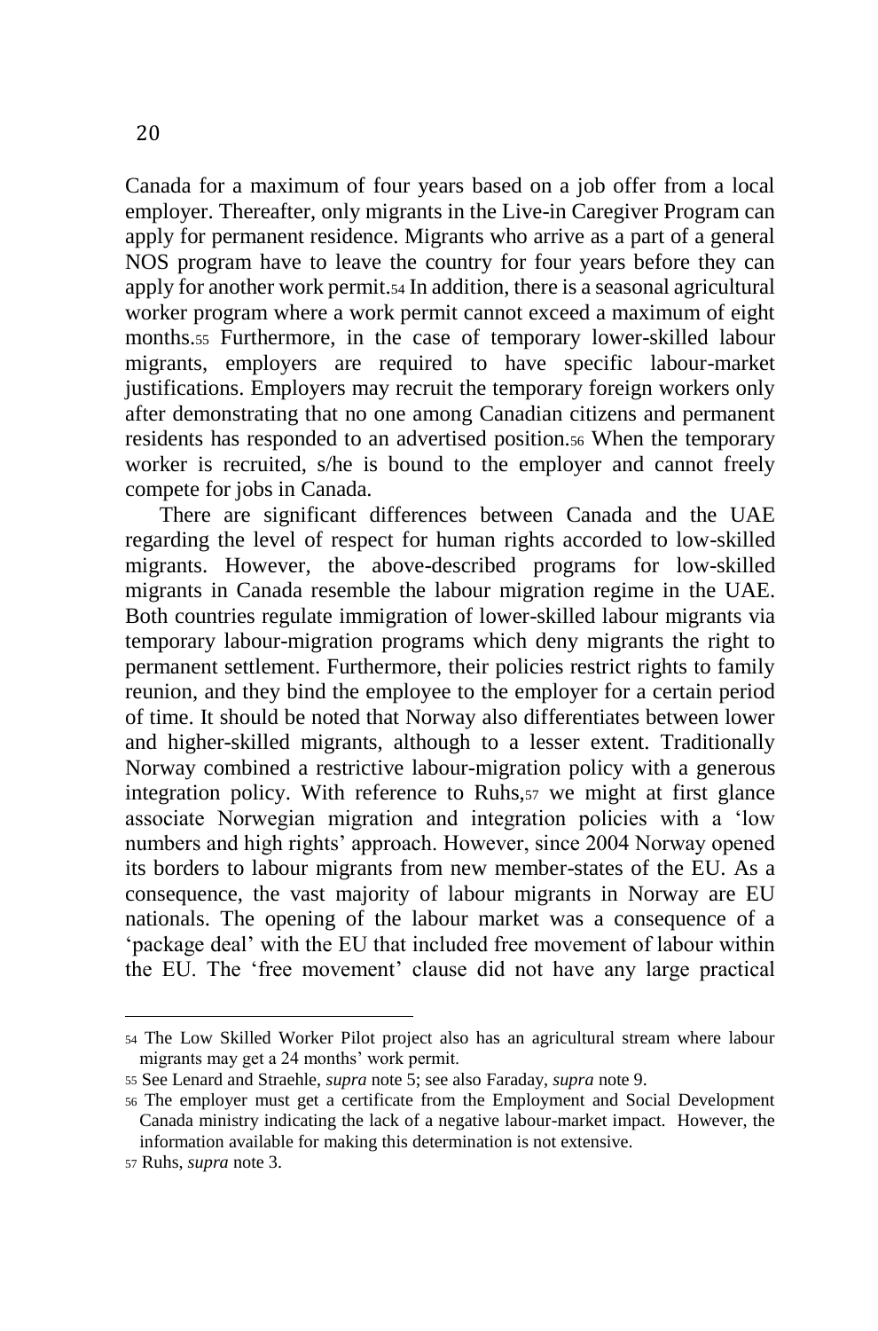Canada for a maximum of four years based on a job offer from a local employer. Thereafter, only migrants in the Live-in Caregiver Program can apply for permanent residence. Migrants who arrive as a part of a general NOS program have to leave the country for four years before they can apply for another work permit.[54] In addition, there is a seasonal agricultural worker program where a work permit cannot exceed a maximum of eight months.[55] Furthermore, in the case of temporary lower-skilled labour migrants, employers are required to have specific labour-market justifications. Employers may recruit the temporary foreign workers only after demonstrating that no one among Canadian citizens and permanent residents has responded to an advertised position.[56] When the temporary worker is recruited, s/he is bound to the employer and cannot freely compete for jobs in Canada.

There are significant differences between Canada and the UAE regarding the level of respect for human rights accorded to low-skilled migrants. However, the above-described programs for low-skilled migrants in Canada resemble the labour migration regime in the UAE. Both countries regulate immigration of lower-skilled labour migrants via temporary labour-migration programs which deny migrants the right to permanent settlement. Furthermore, their policies restrict rights to family reunion, and they bind the employee to the employer for a certain period of time. It should be noted that Norway also differentiates between lower and higher-skilled migrants, although to a lesser extent. Traditionally Norway combined a restrictive labour-migration policy with a generous integration policy. With reference to Ruhs,[57] we might at first glance associate Norwegian migration and integration policies with a 'low numbers and high rights' approach. However, since 2004 Norway opened its borders to labour migrants from new member-states of the EU. As a consequence, the vast majority of labour migrants in Norway are EU nationals. The opening of the labour market was a consequence of a 'package deal' with the EU that included free movement of labour within the EU. The 'free movement' clause did not have any large practical

---

[54] The Low Skilled Worker Pilot project also has an agricultural stream where labour migrants may get a 24 months' work permit.

[55] See Lenard and Straehle, *supra* note 5; see also Faraday, *supra* note 9.

[56] The employer must get a certificate from the Employment and Social Development Canada ministry indicating the lack of a negative labour-market impact. However, the information available for making this determination is not extensive.

[57] Ruhs, *supra* note 3.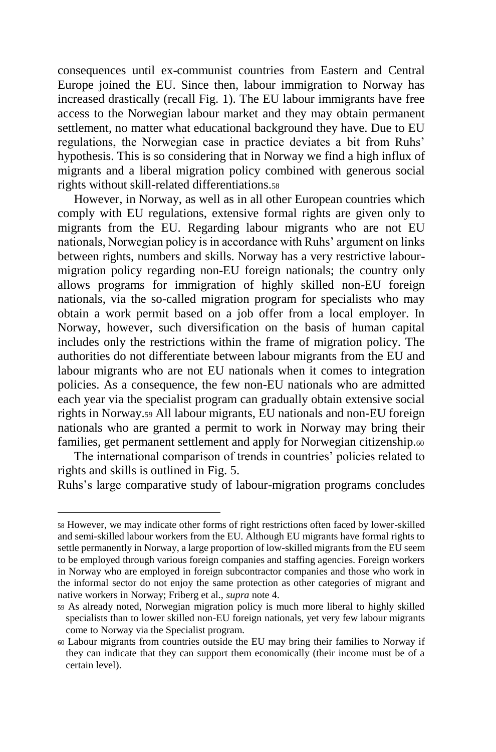consequences until ex-communist countries from Eastern and Central Europe joined the EU. Since then, labour immigration to Norway has increased drastically (recall Fig. 1). The EU labour immigrants have free access to the Norwegian labour market and they may obtain permanent settlement, no matter what educational background they have. Due to EU regulations, the Norwegian case in practice deviates a bit from Ruhs' hypothesis. This is so considering that in Norway we find a high influx of migrants and a liberal migration policy combined with generous social rights without skill-related differentiations.[58]

However, in Norway, as well as in all other European countries which comply with EU regulations, extensive formal rights are given only to migrants from the EU. Regarding labour migrants who are not EU nationals, Norwegian policy is in accordance with Ruhs' argument on links between rights, numbers and skills. Norway has a very restrictive labour-migration policy regarding non-EU foreign nationals; the country only allows programs for immigration of highly skilled non-EU foreign nationals, via the so-called migration program for specialists who may obtain a work permit based on a job offer from a local employer. In Norway, however, such diversification on the basis of human capital includes only the restrictions within the frame of migration policy. The authorities do not differentiate between labour migrants from the EU and labour migrants who are not EU nationals when it comes to integration policies. As a consequence, the few non-EU nationals who are admitted each year via the specialist program can gradually obtain extensive social rights in Norway.[59] All labour migrants, EU nationals and non-EU foreign nationals who are granted a permit to work in Norway may bring their families, get permanent settlement and apply for Norwegian citizenship.[60]

The international comparison of trends in countries' policies related to rights and skills is outlined in Fig. 5.

Ruhs's large comparative study of labour-migration programs concludes

---

[58] However, we may indicate other forms of right restrictions often faced by lower-skilled and semi-skilled labour workers from the EU. Although EU migrants have formal rights to settle permanently in Norway, a large proportion of low-skilled migrants from the EU seem to be employed through various foreign companies and staffing agencies. Foreign workers in Norway who are employed in foreign subcontractor companies and those who work in the informal sector do not enjoy the same protection as other categories of migrant and native workers in Norway; Friberg et al., *supra* note 4.

[59] As already noted, Norwegian migration policy is much more liberal to highly skilled specialists than to lower skilled non-EU foreign nationals, yet very few labour migrants come to Norway via the Specialist program.

[60] Labour migrants from countries outside the EU may bring their families to Norway if they can indicate that they can support them economically (their income must be of a certain level).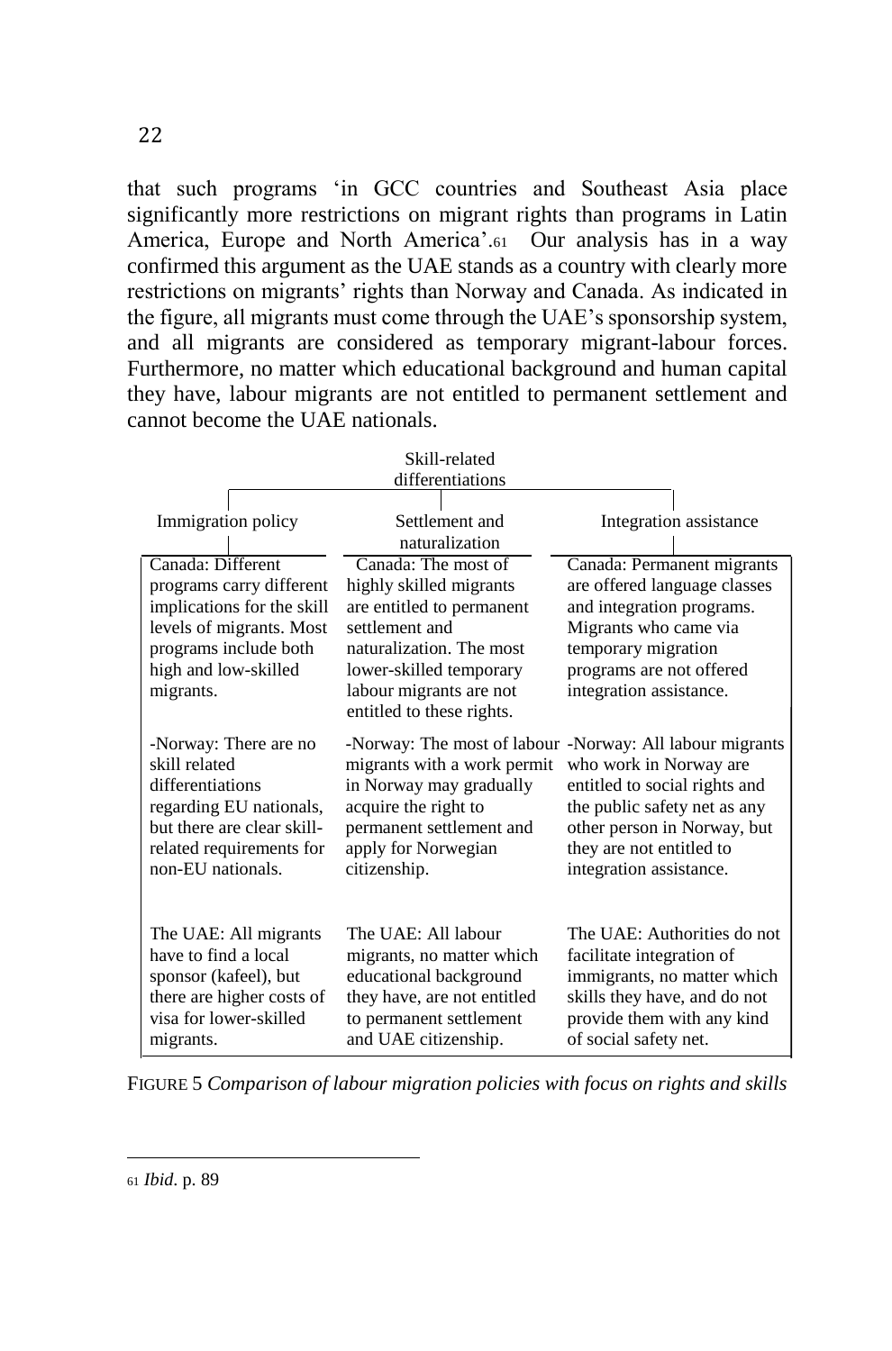that such programs 'in GCC countries and Southeast Asia place significantly more restrictions on migrant rights than programs in Latin America, Europe and North America'.[61] Our analysis has in a way confirmed this argument as the UAE stands as a country with clearly more restrictions on migrants' rights than Norway and Canada. As indicated in the figure, all migrants must come through the UAE's sponsorship system, and all migrants are considered as temporary migrant-labour forces. Furthermore, no matter which educational background and human capital they have, labour migrants are not entitled to permanent settlement and cannot become the UAE nationals.

Skill-related differentiations

| Immigration policy | Settlement and naturalization | Integration assistance |
|---|---|---|
| Canada: Different programs carry different implications for the skill levels of migrants. Most programs include both high and low-skilled migrants. | Canada: The most of highly skilled migrants are entitled to permanent settlement and naturalization. The most lower-skilled temporary labour migrants are not entitled to these rights. | Canada: Permanent migrants are offered language classes and integration programs. Migrants who came via temporary migration programs are not offered integration assistance. |
| -Norway: There are no skill related differentiations regarding EU nationals, but there are clear skill-related requirements for non-EU nationals. | -Norway: The most of labour migrants with a work permit in Norway may gradually acquire the right to permanent settlement and apply for Norwegian citizenship. | -Norway: All labour migrants who work in Norway are entitled to social rights and the public safety net as any other person in Norway, but they are not entitled to integration assistance. |
| The UAE: All migrants have to find a local sponsor (kafeel), but there are higher costs of visa for lower-skilled migrants. | The UAE: All labour migrants, no matter which educational background they have, are not entitled to permanent settlement and UAE citizenship. | The UAE: Authorities do not facilitate integration of immigrants, no matter which skills they have, and do not provide them with any kind of social safety net. |

FIGURE 5 *Comparison of labour migration policies with focus on rights and skills*

[61] *Ibid.* p. 89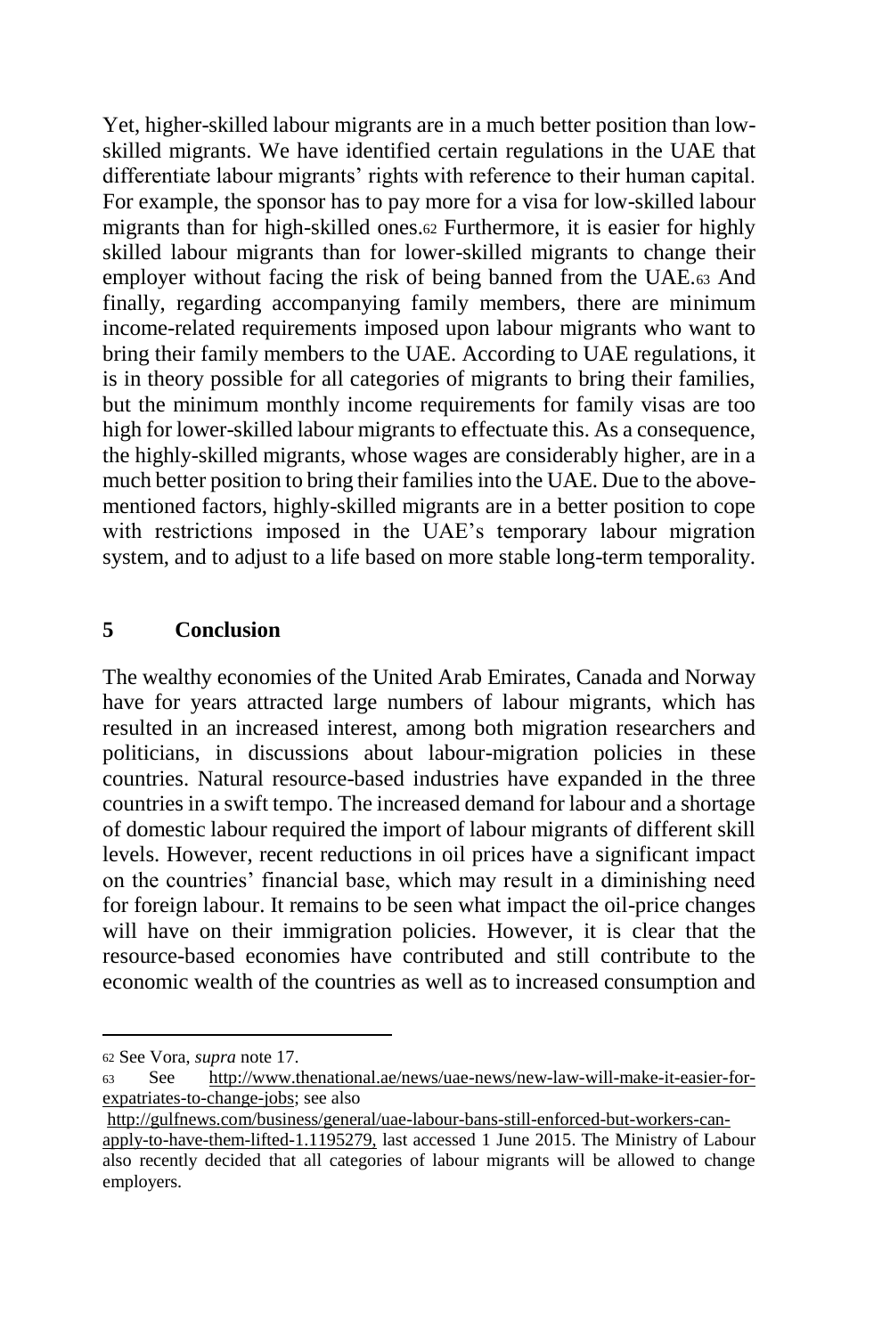Yet, higher-skilled labour migrants are in a much better position than low-skilled migrants. We have identified certain regulations in the UAE that differentiate labour migrants' rights with reference to their human capital. For example, the sponsor has to pay more for a visa for low-skilled labour migrants than for high-skilled ones.[62] Furthermore, it is easier for highly skilled labour migrants than for lower-skilled migrants to change their employer without facing the risk of being banned from the UAE.[63] And finally, regarding accompanying family members, there are minimum income-related requirements imposed upon labour migrants who want to bring their family members to the UAE. According to UAE regulations, it is in theory possible for all categories of migrants to bring their families, but the minimum monthly income requirements for family visas are too high for lower-skilled labour migrants to effectuate this. As a consequence, the highly-skilled migrants, whose wages are considerably higher, are in a much better position to bring their families into the UAE. Due to the above-mentioned factors, highly-skilled migrants are in a better position to cope with restrictions imposed in the UAE's temporary labour migration system, and to adjust to a life based on more stable long-term temporality.

## 5 Conclusion

The wealthy economies of the United Arab Emirates, Canada and Norway have for years attracted large numbers of labour migrants, which has resulted in an increased interest, among both migration researchers and politicians, in discussions about labour-migration policies in these countries. Natural resource-based industries have expanded in the three countries in a swift tempo. The increased demand for labour and a shortage of domestic labour required the import of labour migrants of different skill levels. However, recent reductions in oil prices have a significant impact on the countries' financial base, which may result in a diminishing need for foreign labour. It remains to be seen what impact the oil-price changes will have on their immigration policies. However, it is clear that the resource-based economies have contributed and still contribute to the economic wealth of the countries as well as to increased consumption and

---

[62] See Vora, *supra* note 17.

[63] See http://www.thenational.ae/news/uae-news/new-law-will-make-it-easier-for-expatriates-to-change-jobs; see also http://gulfnews.com/business/general/uae-labour-bans-still-enforced-but-workers-can-apply-to-have-them-lifted-1.1195279, last accessed 1 June 2015. The Ministry of Labour also recently decided that all categories of labour migrants will be allowed to change employers.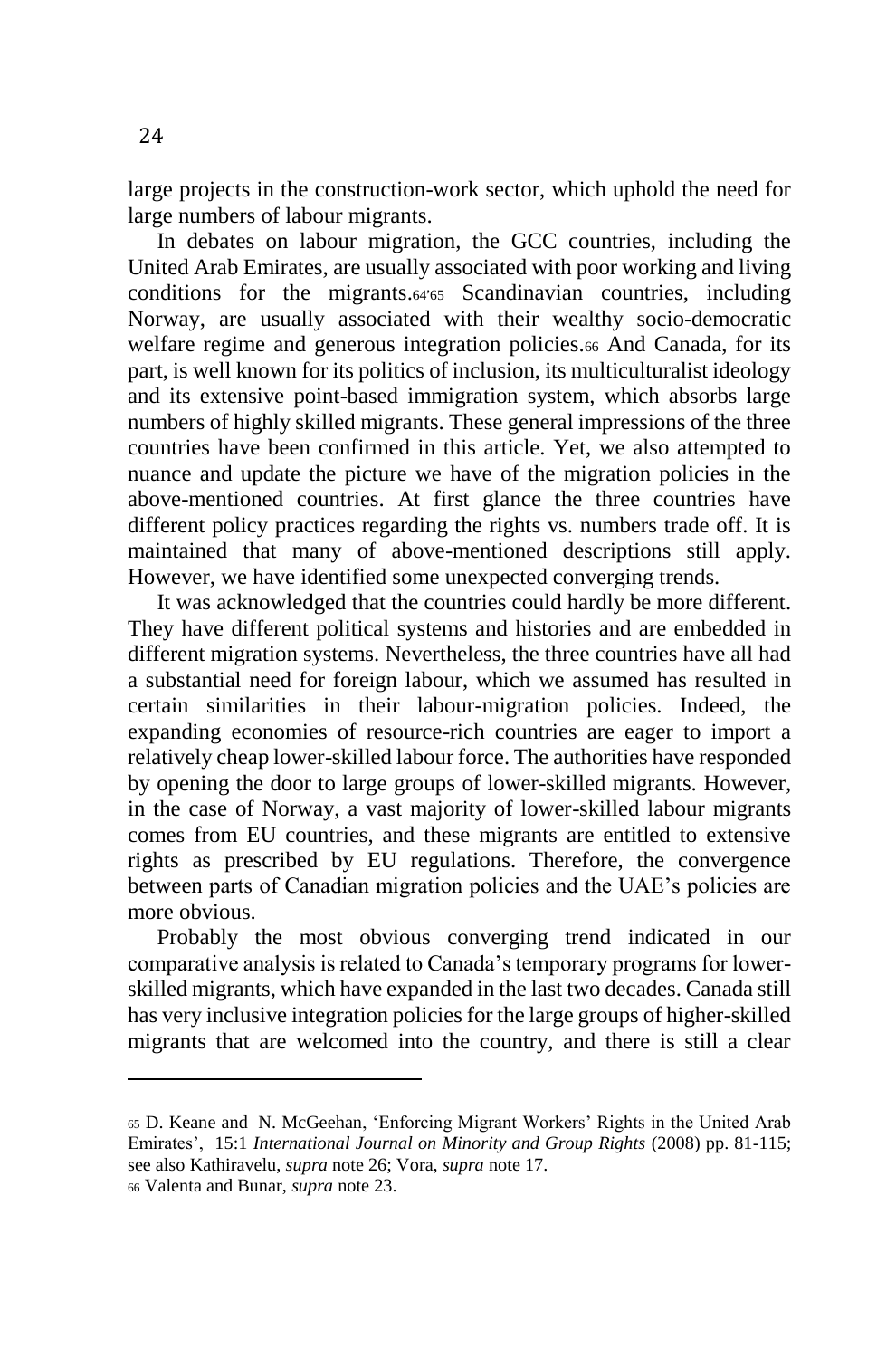large projects in the construction-work sector, which uphold the need for large numbers of labour migrants.

In debates on labour migration, the GCC countries, including the United Arab Emirates, are usually associated with poor working and living conditions for the migrants.[64, 65] Scandinavian countries, including Norway, are usually associated with their wealthy socio-democratic welfare regime and generous integration policies.[66] And Canada, for its part, is well known for its politics of inclusion, its multiculturalist ideology and its extensive point-based immigration system, which absorbs large numbers of highly skilled migrants. These general impressions of the three countries have been confirmed in this article. Yet, we also attempted to nuance and update the picture we have of the migration policies in the above-mentioned countries. At first glance the three countries have different policy practices regarding the rights vs. numbers trade off. It is maintained that many of above-mentioned descriptions still apply. However, we have identified some unexpected converging trends.

It was acknowledged that the countries could hardly be more different. They have different political systems and histories and are embedded in different migration systems. Nevertheless, the three countries have all had a substantial need for foreign labour, which we assumed has resulted in certain similarities in their labour-migration policies. Indeed, the expanding economies of resource-rich countries are eager to import a relatively cheap lower-skilled labour force. The authorities have responded by opening the door to large groups of lower-skilled migrants. However, in the case of Norway, a vast majority of lower-skilled labour migrants comes from EU countries, and these migrants are entitled to extensive rights as prescribed by EU regulations. Therefore, the convergence between parts of Canadian migration policies and the UAE's policies are more obvious.

Probably the most obvious converging trend indicated in our comparative analysis is related to Canada's temporary programs for lower-skilled migrants, which have expanded in the last two decades. Canada still has very inclusive integration policies for the large groups of higher-skilled migrants that are welcomed into the country, and there is still a clear

---

[65] D. Keane and N. McGeehan, 'Enforcing Migrant Workers' Rights in the United Arab Emirates', 15:1 *International Journal on Minority and Group Rights* (2008) pp. 81-115; see also Kathiravelu, *supra* note 26; Vora, *supra* note 17.

[66] Valenta and Bunar, *supra* note 23.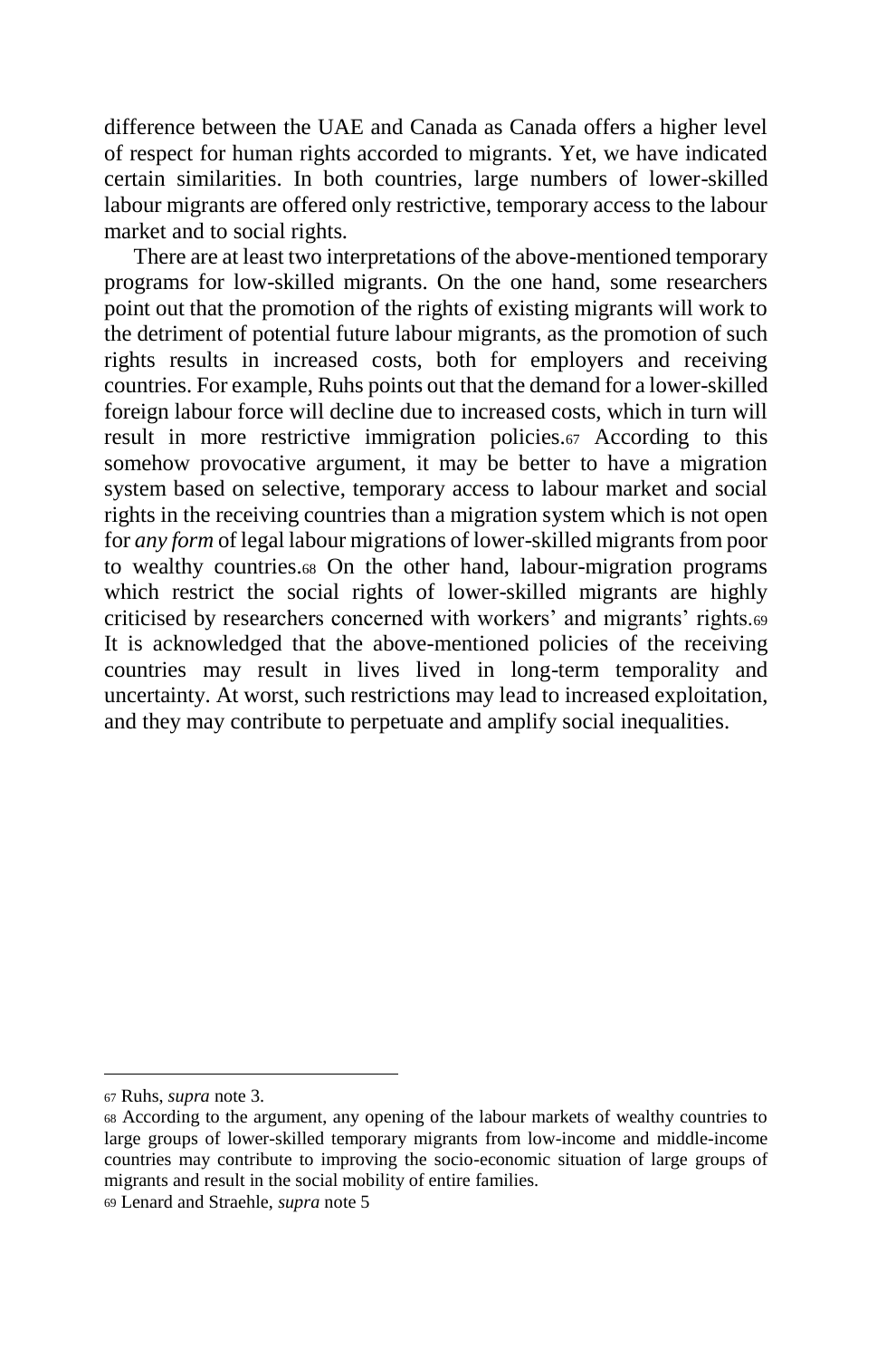difference between the UAE and Canada as Canada offers a higher level of respect for human rights accorded to migrants. Yet, we have indicated certain similarities. In both countries, large numbers of lower-skilled labour migrants are offered only restrictive, temporary access to the labour market and to social rights.

There are at least two interpretations of the above-mentioned temporary programs for low-skilled migrants. On the one hand, some researchers point out that the promotion of the rights of existing migrants will work to the detriment of potential future labour migrants, as the promotion of such rights results in increased costs, both for employers and receiving countries. For example, Ruhs points out that the demand for a lower-skilled foreign labour force will decline due to increased costs, which in turn will result in more restrictive immigration policies.[67] According to this somehow provocative argument, it may be better to have a migration system based on selective, temporary access to labour market and social rights in the receiving countries than a migration system which is not open for *any form* of legal labour migrations of lower-skilled migrants from poor to wealthy countries.[68] On the other hand, labour-migration programs which restrict the social rights of lower-skilled migrants are highly criticised by researchers concerned with workers' and migrants' rights.[69] It is acknowledged that the above-mentioned policies of the receiving countries may result in lives lived in long-term temporality and uncertainty. At worst, such restrictions may lead to increased exploitation, and they may contribute to perpetuate and amplify social inequalities.

---

[67] Ruhs, *supra* note 3.

[68] According to the argument, any opening of the labour markets of wealthy countries to large groups of lower-skilled temporary migrants from low-income and middle-income countries may contribute to improving the socio-economic situation of large groups of migrants and result in the social mobility of entire families.

[69] Lenard and Straehle, *supra* note 5